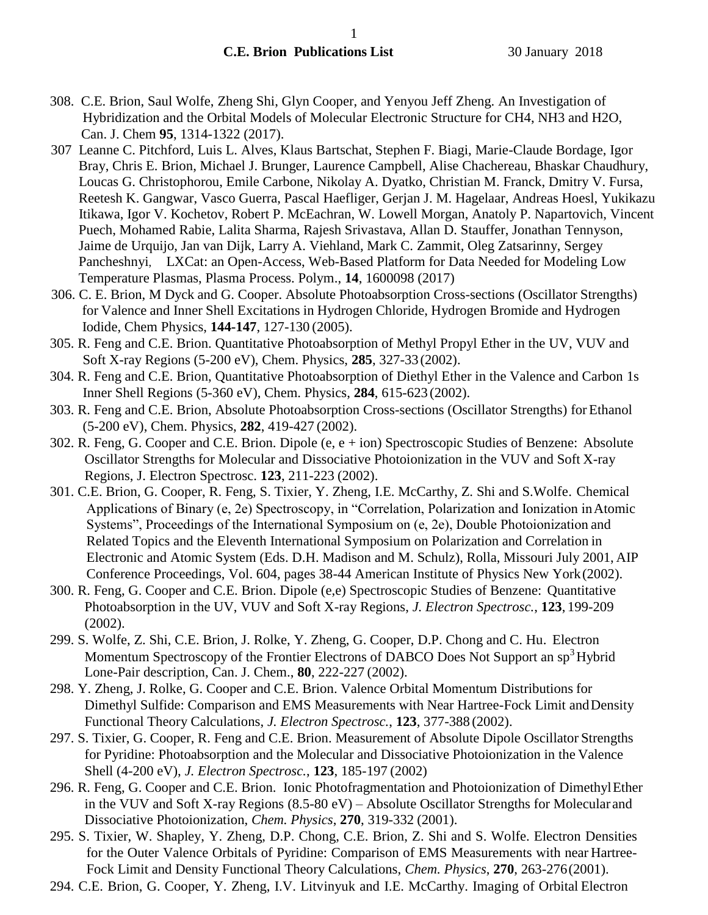**C.E. Brion Publications List** 30 January 2018

308. C.E. Brion, Saul Wolfe, Zheng Shi, Glyn Cooper, and Yenyou Jeff Zheng. An Investigation of Hybridization and the Orbital Models of Molecular Electronic Structure for CH4, NH3 and H2O, Can. J. Chem **95**, 1314-1322 (2017).

307 Leanne C. Pitchford, Luis L. Alves, Klaus Bartschat, Stephen F. Biagi, Marie-Claude Bordage, Igor Bray, Chris E. Brion, Michael J. Brunger, Laurence Campbell, Alise Chachereau, Bhaskar Chaudhury, Loucas G. Christophorou, Emile Carbone, Nikolay A. Dyatko, Christian M. Franck, Dmitry V. Fursa, Reetesh K. Gangwar, Vasco Guerra, Pascal Haefliger, Gerjan J. M. Hagelaar, Andreas Hoesl, Yukikazu Itikawa, Igor V. Kochetov, Robert P. McEachran, W. Lowell Morgan, Anatoly P. Napartovich, Vincent Puech, Mohamed Rabie, Lalita Sharma, Rajesh Srivastava, Allan D. Stauffer, Jonathan Tennyson, Jaime de Urquijo, Jan van Dijk, Larry A. Viehland, Mark C. Zammit, Oleg Zatsarinny, Sergey Pancheshnyi, LXCat: an Open-Access, Web-Based Platform for Data Needed for Modeling Low Temperature Plasmas, Plasma Process. Polym., **14**, 1600098 (2017)

306. C. E. Brion, M Dyck and G. Cooper. Absolute Photoabsorption Cross-sections (Oscillator Strengths) for Valence and Inner Shell Excitations in Hydrogen Chloride, Hydrogen Bromide and Hydrogen Iodide, Chem Physics, **144-147**, 127-130 (2005).

305. R. Feng and C.E. Brion. Quantitative Photoabsorption of Methyl Propyl Ether in the UV, VUV and Soft X-ray Regions (5-200 eV), Chem. Physics, **285**, 327-33 (2002).

304. R. Feng and C.E. Brion, Quantitative Photoabsorption of Diethyl Ether in the Valence and Carbon 1s Inner Shell Regions (5-360 eV), Chem. Physics, **284**, 615-623 (2002).

303. R. Feng and C.E. Brion, Absolute Photoabsorption Cross-sections (Oscillator Strengths) for Ethanol (5-200 eV), Chem. Physics, **282**, 419-427 (2002).

302. R. Feng, G. Cooper and C.E. Brion. Dipole (e, e + ion) Spectroscopic Studies of Benzene: Absolute Oscillator Strengths for Molecular and Dissociative Photoionization in the VUV and Soft X-ray Regions, J. Electron Spectrosc. **123**, 211-223 (2002).

301. C.E. Brion, G. Cooper, R. Feng, S. Tixier, Y. Zheng, I.E. McCarthy, Z. Shi and S.Wolfe. Chemical Applications of Binary (e, 2e) Spectroscopy, in "Correlation, Polarization and Ionization in Atomic Systems", Proceedings of the International Symposium on (e, 2e), Double Photoionization and Related Topics and the Eleventh International Symposium on Polarization and Correlation in Electronic and Atomic System (Eds. D.H. Madison and M. Schulz), Rolla, Missouri July 2001, AIP Conference Proceedings, Vol. 604, pages 38-44 American Institute of Physics New York (2002).

300. R. Feng, G. Cooper and C.E. Brion. Dipole (e,e) Spectroscopic Studies of Benzene: Quantitative Photoabsorption in the UV, VUV and Soft X-ray Regions, *J. Electron Spectrosc.*, **123**, 199-209 (2002).

299. S. Wolfe, Z. Shi, C.E. Brion, J. Rolke, Y. Zheng, G. Cooper, D.P. Chong and C. Hu. Electron Momentum Spectroscopy of the Frontier Electrons of DABCO Does Not Support an $sp^3$ Hybrid Lone-Pair description, Can. J. Chem., **80**, 222-227 (2002).

298. Y. Zheng, J. Rolke, G. Cooper and C.E. Brion. Valence Orbital Momentum Distributions for Dimethyl Sulfide: Comparison and EMS Measurements with Near Hartree-Fock Limit and Density Functional Theory Calculations, *J. Electron Spectrosc.*, **123**, 377-388 (2002).

297. S. Tixier, G. Cooper, R. Feng and C.E. Brion. Measurement of Absolute Dipole Oscillator Strengths for Pyridine: Photoabsorption and the Molecular and Dissociative Photoionization in the Valence Shell (4-200 eV), *J. Electron Spectrosc.*, **123**, 185-197 (2002)

296. R. Feng, G. Cooper and C.E. Brion. Ionic Photofragmentation and Photoionization of Dimethyl Ether in the VUV and Soft X-ray Regions (8.5-80 eV) – Absolute Oscillator Strengths for Molecular and Dissociative Photoionization, *Chem. Physics*, **270**, 319-332 (2001).

295. S. Tixier, W. Shapley, Y. Zheng, D.P. Chong, C.E. Brion, Z. Shi and S. Wolfe. Electron Densities for the Outer Valence Orbitals of Pyridine: Comparison of EMS Measurements with near Hartree-Fock Limit and Density Functional Theory Calculations, *Chem. Physics*, **270**, 263-276 (2001).

294. C.E. Brion, G. Cooper, Y. Zheng, I.V. Litvinyuk and I.E. McCarthy. Imaging of Orbital Electron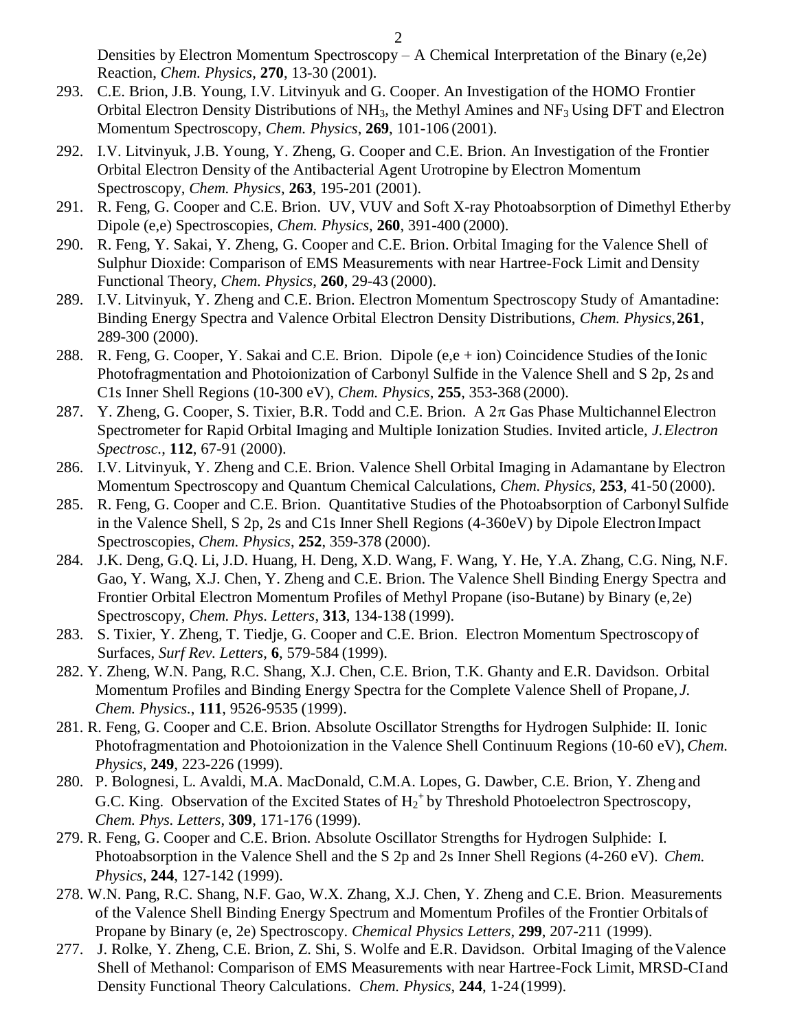Densities by Electron Momentum Spectroscopy – A Chemical Interpretation of the Binary (e,2e) Reaction, *Chem. Physics*, **270**, 13-30 (2001).

293. C.E. Brion, J.B. Young, I.V. Litvinyuk and G. Cooper. An Investigation of the HOMO Frontier Orbital Electron Density Distributions of $NH_3$, the Methyl Amines and $NF_3$ Using DFT and Electron Momentum Spectroscopy, *Chem. Physics*, **269**, 101-106 (2001).

292. I.V. Litvinyuk, J.B. Young, Y. Zheng, G. Cooper and C.E. Brion. An Investigation of the Frontier Orbital Electron Density of the Antibacterial Agent Urotropine by Electron Momentum Spectroscopy, *Chem. Physics*, **263**, 195-201 (2001).

291. R. Feng, G. Cooper and C.E. Brion. UV, VUV and Soft X-ray Photoabsorption of Dimethyl Etherby Dipole (e,e) Spectroscopies, *Chem. Physics*, **260**, 391-400 (2000).

290. R. Feng, Y. Sakai, Y. Zheng, G. Cooper and C.E. Brion. Orbital Imaging for the Valence Shell of Sulphur Dioxide: Comparison of EMS Measurements with near Hartree-Fock Limit and Density Functional Theory, *Chem. Physics*, **260**, 29-43 (2000).

289. I.V. Litvinyuk, Y. Zheng and C.E. Brion. Electron Momentum Spectroscopy Study of Amantadine: Binding Energy Spectra and Valence Orbital Electron Density Distributions, *Chem. Physics*, **261**, 289-300 (2000).

288. R. Feng, G. Cooper, Y. Sakai and C.E. Brion. Dipole (e,e + ion) Coincidence Studies of the Ionic Photofragmentation and Photoionization of Carbonyl Sulfide in the Valence Shell and S 2p, 2s and C1s Inner Shell Regions (10-300 eV), *Chem. Physics*, **255**, 353-368 (2000).

287. Y. Zheng, G. Cooper, S. Tixier, B.R. Todd and C.E. Brion. A $2\pi$ Gas Phase Multichannel Electron Spectrometer for Rapid Orbital Imaging and Multiple Ionization Studies. Invited article, *J. Electron Spectrosc.*, **112**, 67-91 (2000).

286. I.V. Litvinyuk, Y. Zheng and C.E. Brion. Valence Shell Orbital Imaging in Adamantane by Electron Momentum Spectroscopy and Quantum Chemical Calculations, *Chem. Physics*, **253**, 41-50 (2000).

285. R. Feng, G. Cooper and C.E. Brion. Quantitative Studies of the Photoabsorption of Carbonyl Sulfide in the Valence Shell, S 2p, 2s and C1s Inner Shell Regions (4-360eV) by Dipole Electron Impact Spectroscopies, *Chem. Physics*, **252**, 359-378 (2000).

284. J.K. Deng, G.Q. Li, J.D. Huang, H. Deng, X.D. Wang, F. Wang, Y. He, Y.A. Zhang, C.G. Ning, N.F. Gao, Y. Wang, X.J. Chen, Y. Zheng and C.E. Brion. The Valence Shell Binding Energy Spectra and Frontier Orbital Electron Momentum Profiles of Methyl Propane (iso-Butane) by Binary (e, 2e) Spectroscopy, *Chem. Phys. Letters*, **313**, 134-138 (1999).

283. S. Tixier, Y. Zheng, T. Tiedje, G. Cooper and C.E. Brion. Electron Momentum Spectroscopy of Surfaces, *Surf Rev. Letters*, **6**, 579-584 (1999).

282. Y. Zheng, W.N. Pang, R.C. Shang, X.J. Chen, C.E. Brion, T.K. Ghanty and E.R. Davidson. Orbital Momentum Profiles and Binding Energy Spectra for the Complete Valence Shell of Propane, *J. Chem. Physics.*, **111**, 9526-9535 (1999).

281. R. Feng, G. Cooper and C.E. Brion. Absolute Oscillator Strengths for Hydrogen Sulphide: II. Ionic Photofragmentation and Photoionization in the Valence Shell Continuum Regions (10-60 eV), *Chem. Physics*, **249**, 223-226 (1999).

280. P. Bolognesi, L. Avaldi, M.A. MacDonald, C.M.A. Lopes, G. Dawber, C.E. Brion, Y. Zheng and G.C. King. Observation of the Excited States of $H_2^+$ by Threshold Photoelectron Spectroscopy, *Chem. Phys. Letters*, **309**, 171-176 (1999).

279. R. Feng, G. Cooper and C.E. Brion. Absolute Oscillator Strengths for Hydrogen Sulphide: I. Photoabsorption in the Valence Shell and the S 2p and 2s Inner Shell Regions (4-260 eV). *Chem. Physics*, **244**, 127-142 (1999).

278. W.N. Pang, R.C. Shang, N.F. Gao, W.X. Zhang, X.J. Chen, Y. Zheng and C.E. Brion. Measurements of the Valence Shell Binding Energy Spectrum and Momentum Profiles of the Frontier Orbitals of Propane by Binary (e, 2e) Spectroscopy. *Chemical Physics Letters*, **299**, 207-211 (1999).

277. J. Rolke, Y. Zheng, C.E. Brion, Z. Shi, S. Wolfe and E.R. Davidson. Orbital Imaging of the Valence Shell of Methanol: Comparison of EMS Measurements with near Hartree-Fock Limit, MRSD-CI and Density Functional Theory Calculations. *Chem. Physics*, **244**, 1-24 (1999).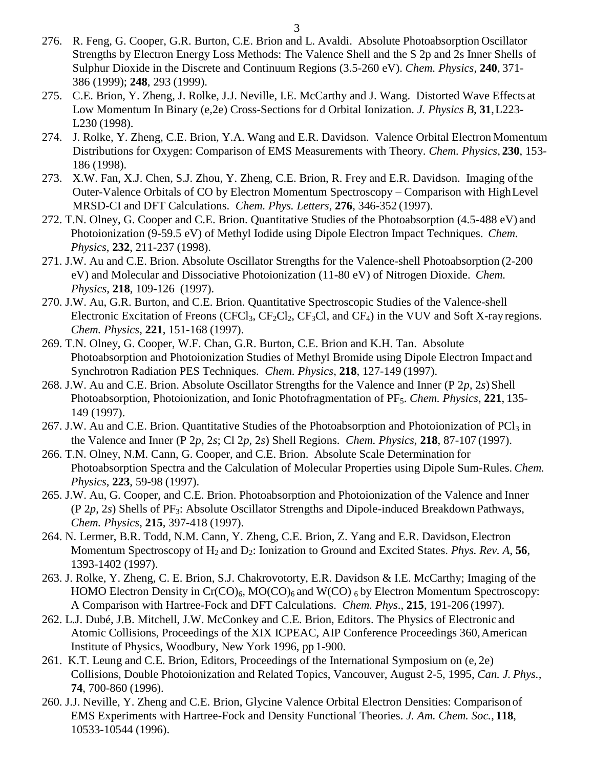276. R. Feng, G. Cooper, G.R. Burton, C.E. Brion and L. Avaldi. Absolute Photoabsorption Oscillator Strengths by Electron Energy Loss Methods: The Valence Shell and the S 2p and 2s Inner Shells of Sulphur Dioxide in the Discrete and Continuum Regions (3.5-260 eV). *Chem. Physics*, **240**, 371-386 (1999); **248**, 293 (1999).

275. C.E. Brion, Y. Zheng, J. Rolke, J.J. Neville, I.E. McCarthy and J. Wang. Distorted Wave Effects at Low Momentum In Binary (e,2e) Cross-Sections for d Orbital Ionization. *J. Physics B*, **31**, L223-L230 (1998).

274. J. Rolke, Y. Zheng, C.E. Brion, Y.A. Wang and E.R. Davidson. Valence Orbital Electron Momentum Distributions for Oxygen: Comparison of EMS Measurements with Theory. *Chem. Physics*, **230**, 153-186 (1998).

273. X.W. Fan, X.J. Chen, S.J. Zhou, Y. Zheng, C.E. Brion, R. Frey and E.R. Davidson. Imaging of the Outer-Valence Orbitals of CO by Electron Momentum Spectroscopy – Comparison with High Level MRSD-CI and DFT Calculations. *Chem. Phys. Letters*, **276**, 346-352 (1997).

272. T.N. Olney, G. Cooper and C.E. Brion. Quantitative Studies of the Photoabsorption (4.5-488 eV) and Photoionization (9-59.5 eV) of Methyl Iodide using Dipole Electron Impact Techniques. *Chem. Physics*, **232**, 211-237 (1998).

271. J.W. Au and C.E. Brion. Absolute Oscillator Strengths for the Valence-shell Photoabsorption (2-200 eV) and Molecular and Dissociative Photoionization (11-80 eV) of Nitrogen Dioxide. *Chem. Physics*, **218**, 109-126 (1997).

270. J.W. Au, G.R. Burton, and C.E. Brion. Quantitative Spectroscopic Studies of the Valence-shell Electronic Excitation of Freons ($CFCl_3$, $CF_2Cl_2$, $CF_3Cl$, and $CF_4$) in the VUV and Soft X-ray regions. *Chem. Physics*, **221**, 151-168 (1997).

269. T.N. Olney, G. Cooper, W.F. Chan, G.R. Burton, C.E. Brion and K.H. Tan. Absolute Photoabsorption and Photoionization Studies of Methyl Bromide using Dipole Electron Impact and Synchrotron Radiation PES Techniques. *Chem. Physics*, **218**, 127-149 (1997).

268. J.W. Au and C.E. Brion. Absolute Oscillator Strengths for the Valence and Inner (P 2*p*, 2*s*) Shell Photoabsorption, Photoionization, and Ionic Photofragmentation of $PF_5$. *Chem. Physics*, **221**, 135-149 (1997).

267. J.W. Au and C.E. Brion. Quantitative Studies of the Photoabsorption and Photoionization of $PCl_3$ in the Valence and Inner (P 2*p*, 2*s*; Cl 2*p*, 2*s*) Shell Regions. *Chem. Physics*, **218**, 87-107 (1997).

266. T.N. Olney, N.M. Cann, G. Cooper, and C.E. Brion. Absolute Scale Determination for Photoabsorption Spectra and the Calculation of Molecular Properties using Dipole Sum-Rules. *Chem. Physics*, **223**, 59-98 (1997).

265. J.W. Au, G. Cooper, and C.E. Brion. Photoabsorption and Photoionization of the Valence and Inner (P 2*p*, 2*s*) Shells of $PF_3$: Absolute Oscillator Strengths and Dipole-induced Breakdown Pathways, *Chem. Physics*, **215**, 397-418 (1997).

264. N. Lermer, B.R. Todd, N.M. Cann, Y. Zheng, C.E. Brion, Z. Yang and E.R. Davidson, Electron Momentum Spectroscopy of $H_2$ and $D_2$: Ionization to Ground and Excited States. *Phys. Rev. A*, **56**, 1393-1402 (1997).

263. J. Rolke, Y. Zheng, C. E. Brion, S.J. Chakrovotorty, E.R. Davidson & I.E. McCarthy; Imaging of the HOMO Electron Density in $Cr(CO)_6$, $MO(CO)_6$ and $W(CO)_6$ by Electron Momentum Spectroscopy: A Comparison with Hartree-Fock and DFT Calculations. *Chem. Phys.*, **215**, 191-206 (1997).

262. L.J. Dubé, J.B. Mitchell, J.W. McConkey and C.E. Brion, Editors. The Physics of Electronic and Atomic Collisions, Proceedings of the XIX ICPEAC, AIP Conference Proceedings 360, American Institute of Physics, Woodbury, New York 1996, pp 1-900.

261. K.T. Leung and C.E. Brion, Editors, Proceedings of the International Symposium on (e, 2e) Collisions, Double Photoionization and Related Topics, Vancouver, August 2-5, 1995, *Can. J. Phys.*, **74**, 700-860 (1996).

260. J.J. Neville, Y. Zheng and C.E. Brion, Glycine Valence Orbital Electron Densities: Comparison of EMS Experiments with Hartree-Fock and Density Functional Theories. *J. Am. Chem. Soc.*, **118**, 10533-10544 (1996).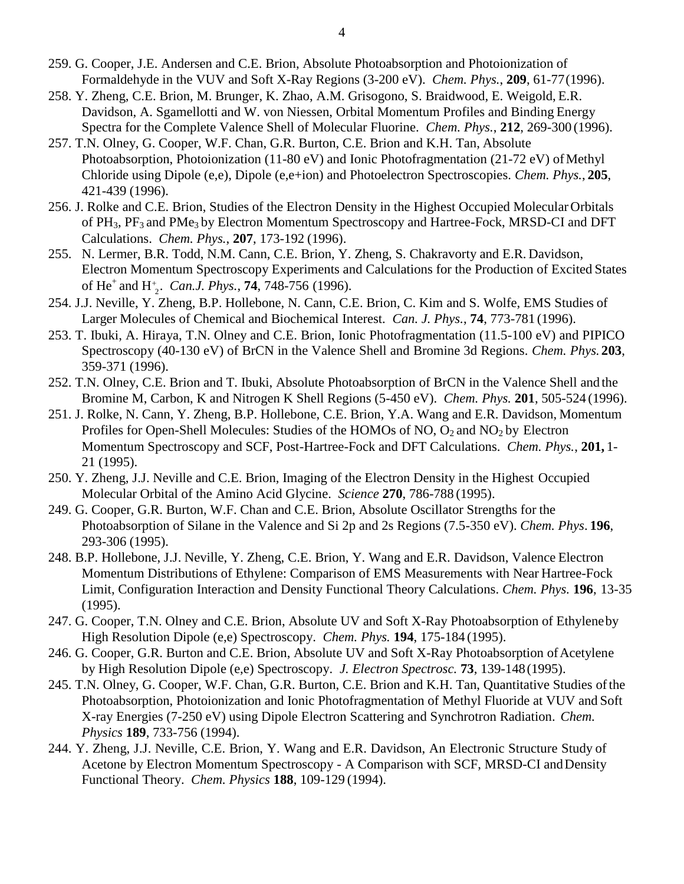259. G. Cooper, J.E. Andersen and C.E. Brion, Absolute Photoabsorption and Photoionization of Formaldehyde in the VUV and Soft X-Ray Regions (3-200 eV). *Chem. Phys.*, **209**, 61-77 (1996).

258. Y. Zheng, C.E. Brion, M. Brunger, K. Zhao, A.M. Grisogono, S. Braidwood, E. Weigold, E.R. Davidson, A. Sgamellotti and W. von Niessen, Orbital Momentum Profiles and Binding Energy Spectra for the Complete Valence Shell of Molecular Fluorine. *Chem. Phys.*, **212**, 269-300 (1996).

257. T.N. Olney, G. Cooper, W.F. Chan, G.R. Burton, C.E. Brion and K.H. Tan, Absolute Photoabsorption, Photoionization (11-80 eV) and Ionic Photofragmentation (21-72 eV) of Methyl Chloride using Dipole (e,e), Dipole (e,e+ion) and Photoelectron Spectroscopies. *Chem. Phys.*, **205**, 421-439 (1996).

256. J. Rolke and C.E. Brion, Studies of the Electron Density in the Highest Occupied Molecular Orbitals of $PH_3$, $PF_3$ and $PMe_3$ by Electron Momentum Spectroscopy and Hartree-Fock, MRSD-CI and DFT Calculations. *Chem. Phys.*, **207**, 173-192 (1996).

255. N. Lermer, B.R. Todd, N.M. Cann, C.E. Brion, Y. Zheng, S. Chakravorty and E.R. Davidson, Electron Momentum Spectroscopy Experiments and Calculations for the Production of Excited States of $He^+$ and $H_2^+$. *Can.J. Phys.*, **74**, 748-756 (1996).

254. J.J. Neville, Y. Zheng, B.P. Hollebone, N. Cann, C.E. Brion, C. Kim and S. Wolfe, EMS Studies of Larger Molecules of Chemical and Biochemical Interest. *Can. J. Phys.*, **74**, 773-781 (1996).

253. T. Ibuki, A. Hiraya, T.N. Olney and C.E. Brion, Ionic Photofragmentation (11.5-100 eV) and PIPICO Spectroscopy (40-130 eV) of BrCN in the Valence Shell and Bromine 3d Regions. *Chem. Phys.* **203**, 359-371 (1996).

252. T.N. Olney, C.E. Brion and T. Ibuki, Absolute Photoabsorption of BrCN in the Valence Shell and the Bromine M, Carbon, K and Nitrogen K Shell Regions (5-450 eV). *Chem. Phys.* **201**, 505-524 (1996).

251. J. Rolke, N. Cann, Y. Zheng, B.P. Hollebone, C.E. Brion, Y.A. Wang and E.R. Davidson, Momentum Profiles for Open-Shell Molecules: Studies of the HOMOs of NO, $O_2$ and $NO_2$ by Electron Momentum Spectroscopy and SCF, Post-Hartree-Fock and DFT Calculations. *Chem. Phys.*, **201,** 1-21 (1995).

250. Y. Zheng, J.J. Neville and C.E. Brion, Imaging of the Electron Density in the Highest Occupied Molecular Orbital of the Amino Acid Glycine. *Science* **270**, 786-788 (1995).

249. G. Cooper, G.R. Burton, W.F. Chan and C.E. Brion, Absolute Oscillator Strengths for the Photoabsorption of Silane in the Valence and Si 2p and 2s Regions (7.5-350 eV). *Chem. Phys*. **196**, 293-306 (1995).

248. B.P. Hollebone, J.J. Neville, Y. Zheng, C.E. Brion, Y. Wang and E.R. Davidson, Valence Electron Momentum Distributions of Ethylene: Comparison of EMS Measurements with Near Hartree-Fock Limit, Configuration Interaction and Density Functional Theory Calculations. *Chem. Phys.* **196**, 13-35 (1995).

247. G. Cooper, T.N. Olney and C.E. Brion, Absolute UV and Soft X-Ray Photoabsorption of Ethylene by High Resolution Dipole (e,e) Spectroscopy. *Chem. Phys.* **194**, 175-184 (1995).

246. G. Cooper, G.R. Burton and C.E. Brion, Absolute UV and Soft X-Ray Photoabsorption of Acetylene by High Resolution Dipole (e,e) Spectroscopy. *J. Electron Spectrosc.* **73**, 139-148 (1995).

245. T.N. Olney, G. Cooper, W.F. Chan, G.R. Burton, C.E. Brion and K.H. Tan, Quantitative Studies of the Photoabsorption, Photoionization and Ionic Photofragmentation of Methyl Fluoride at VUV and Soft X-ray Energies (7-250 eV) using Dipole Electron Scattering and Synchrotron Radiation. *Chem. Physics* **189**, 733-756 (1994).

244. Y. Zheng, J.J. Neville, C.E. Brion, Y. Wang and E.R. Davidson, An Electronic Structure Study of Acetone by Electron Momentum Spectroscopy - A Comparison with SCF, MRSD-CI and Density Functional Theory. *Chem. Physics* **188**, 109-129 (1994).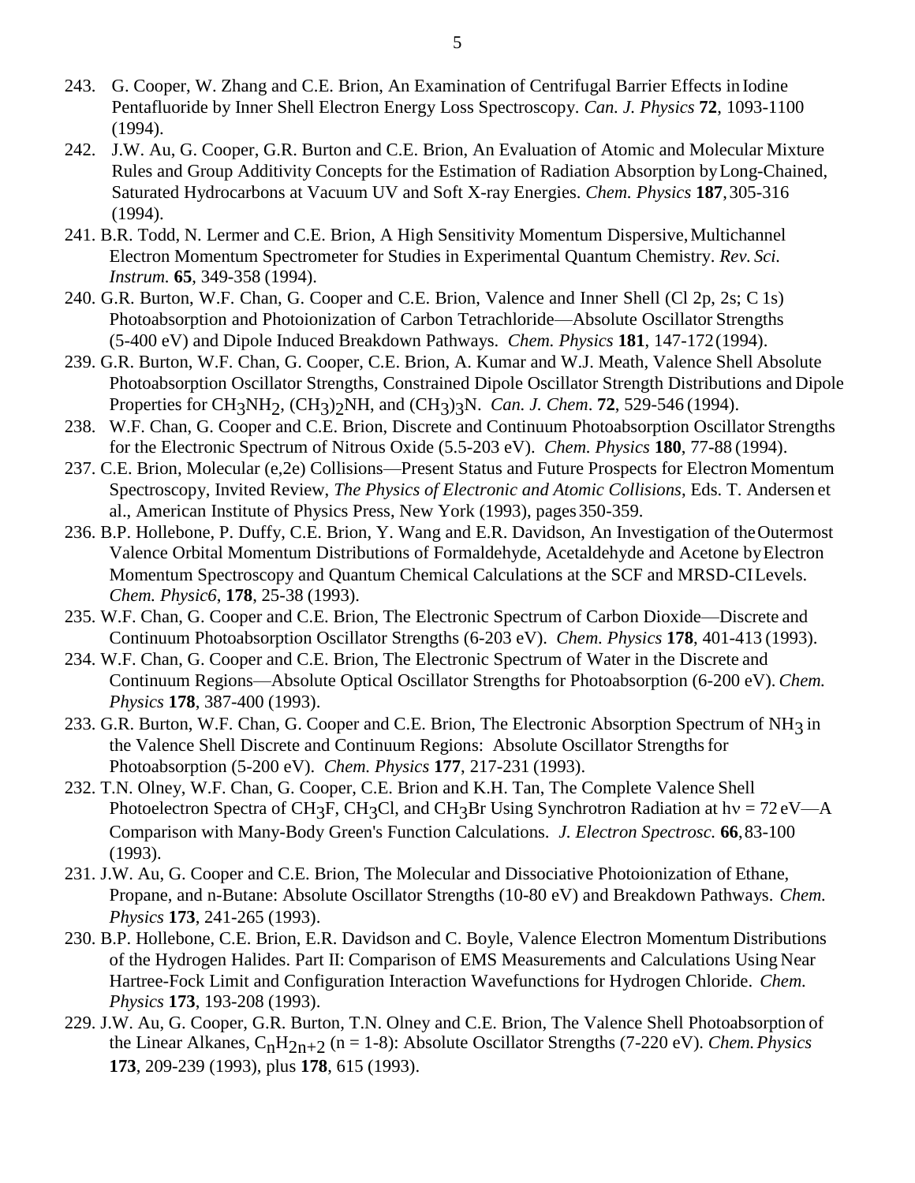243. G. Cooper, W. Zhang and C.E. Brion, An Examination of Centrifugal Barrier Effects in Iodine Pentafluoride by Inner Shell Electron Energy Loss Spectroscopy. *Can. J. Physics* **72**, 1093-1100 (1994).

242. J.W. Au, G. Cooper, G.R. Burton and C.E. Brion, An Evaluation of Atomic and Molecular Mixture Rules and Group Additivity Concepts for the Estimation of Radiation Absorption by Long-Chained, Saturated Hydrocarbons at Vacuum UV and Soft X-ray Energies. *Chem. Physics* **187**, 305-316 (1994).

241. B.R. Todd, N. Lermer and C.E. Brion, A High Sensitivity Momentum Dispersive, Multichannel Electron Momentum Spectrometer for Studies in Experimental Quantum Chemistry. *Rev. Sci. Instrum.* **65**, 349-358 (1994).

240. G.R. Burton, W.F. Chan, G. Cooper and C.E. Brion, Valence and Inner Shell (Cl 2p, 2s; C 1s) Photoabsorption and Photoionization of Carbon Tetrachloride—Absolute Oscillator Strengths (5-400 eV) and Dipole Induced Breakdown Pathways. *Chem. Physics* **181**, 147-172 (1994).

239. G.R. Burton, W.F. Chan, G. Cooper, C.E. Brion, A. Kumar and W.J. Meath, Valence Shell Absolute Photoabsorption Oscillator Strengths, Constrained Dipole Oscillator Strength Distributions and Dipole Properties for $CH_3NH_2$, $(CH_3)_2NH$, and $(CH_3)_3N$. *Can. J. Chem*. **72**, 529-546 (1994).

238. W.F. Chan, G. Cooper and C.E. Brion, Discrete and Continuum Photoabsorption Oscillator Strengths for the Electronic Spectrum of Nitrous Oxide (5.5-203 eV). *Chem. Physics* **180**, 77-88 (1994).

237. C.E. Brion, Molecular (e,2e) Collisions—Present Status and Future Prospects for Electron Momentum Spectroscopy, Invited Review, *The Physics of Electronic and Atomic Collisions*, Eds. T. Andersen et al., American Institute of Physics Press, New York (1993), pages 350-359.

236. B.P. Hollebone, P. Duffy, C.E. Brion, Y. Wang and E.R. Davidson, An Investigation of the Outermost Valence Orbital Momentum Distributions of Formaldehyde, Acetaldehyde and Acetone by Electron Momentum Spectroscopy and Quantum Chemical Calculations at the SCF and MRSD-CI Levels. *Chem. Physic6*, **178**, 25-38 (1993).

235. W.F. Chan, G. Cooper and C.E. Brion, The Electronic Spectrum of Carbon Dioxide—Discrete and Continuum Photoabsorption Oscillator Strengths (6-203 eV). *Chem. Physics* **178**, 401-413 (1993).

234. W.F. Chan, G. Cooper and C.E. Brion, The Electronic Spectrum of Water in the Discrete and Continuum Regions—Absolute Optical Oscillator Strengths for Photoabsorption (6-200 eV). *Chem. Physics* **178**, 387-400 (1993).

233. G.R. Burton, W.F. Chan, G. Cooper and C.E. Brion, The Electronic Absorption Spectrum of $NH_3$ in the Valence Shell Discrete and Continuum Regions: Absolute Oscillator Strengths for Photoabsorption (5-200 eV). *Chem. Physics* **177**, 217-231 (1993).

232. T.N. Olney, W.F. Chan, G. Cooper, C.E. Brion and K.H. Tan, The Complete Valence Shell Photoelectron Spectra of $CH_3F$, $CH_3Cl$, and $CH_3Br$ Using Synchrotron Radiation at $h\nu = 72$ eV—A Comparison with Many-Body Green's Function Calculations. *J. Electron Spectrosc.* **66**, 83-100 (1993).

231. J.W. Au, G. Cooper and C.E. Brion, The Molecular and Dissociative Photoionization of Ethane, Propane, and n-Butane: Absolute Oscillator Strengths (10-80 eV) and Breakdown Pathways. *Chem. Physics* **173**, 241-265 (1993).

230. B.P. Hollebone, C.E. Brion, E.R. Davidson and C. Boyle, Valence Electron Momentum Distributions of the Hydrogen Halides. Part II: Comparison of EMS Measurements and Calculations Using Near Hartree-Fock Limit and Configuration Interaction Wavefunctions for Hydrogen Chloride. *Chem. Physics* **173**, 193-208 (1993).

229. J.W. Au, G. Cooper, G.R. Burton, T.N. Olney and C.E. Brion, The Valence Shell Photoabsorption of the Linear Alkanes, $C_nH_{2n+2}$ (n = 1-8): Absolute Oscillator Strengths (7-220 eV). *Chem. Physics* **173**, 209-239 (1993), plus **178**, 615 (1993).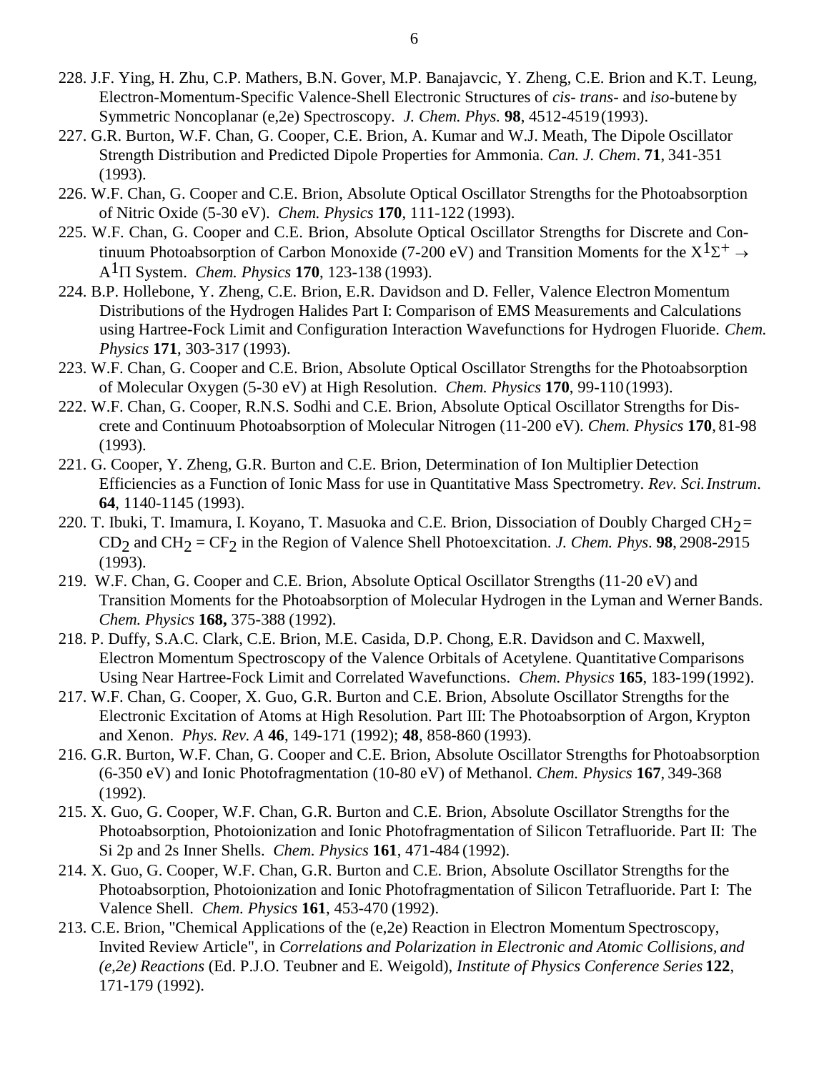228. J.F. Ying, H. Zhu, C.P. Mathers, B.N. Gover, M.P. Banajavcic, Y. Zheng, C.E. Brion and K.T. Leung, Electron-Momentum-Specific Valence-Shell Electronic Structures of *cis*- *trans*- and *iso*-butene by Symmetric Noncoplanar (e,2e) Spectroscopy. *J. Chem. Phys.* **98**, 4512-4519 (1993).

227. G.R. Burton, W.F. Chan, G. Cooper, C.E. Brion, A. Kumar and W.J. Meath, The Dipole Oscillator Strength Distribution and Predicted Dipole Properties for Ammonia. *Can. J. Chem*. **71**, 341-351 (1993).

226. W.F. Chan, G. Cooper and C.E. Brion, Absolute Optical Oscillator Strengths for the Photoabsorption of Nitric Oxide (5-30 eV). *Chem. Physics* **170**, 111-122 (1993).

225. W.F. Chan, G. Cooper and C.E. Brion, Absolute Optical Oscillator Strengths for Discrete and Continuum Photoabsorption of Carbon Monoxide (7-200 eV) and Transition Moments for the $X^1\Sigma^+ \rightarrow A^1\Pi$ System. *Chem. Physics* **170**, 123-138 (1993).

224. B.P. Hollebone, Y. Zheng, C.E. Brion, E.R. Davidson and D. Feller, Valence Electron Momentum Distributions of the Hydrogen Halides Part I: Comparison of EMS Measurements and Calculations using Hartree-Fock Limit and Configuration Interaction Wavefunctions for Hydrogen Fluoride. *Chem. Physics* **171**, 303-317 (1993).

223. W.F. Chan, G. Cooper and C.E. Brion, Absolute Optical Oscillator Strengths for the Photoabsorption of Molecular Oxygen (5-30 eV) at High Resolution. *Chem. Physics* **170**, 99-110 (1993).

222. W.F. Chan, G. Cooper, R.N.S. Sodhi and C.E. Brion, Absolute Optical Oscillator Strengths for Discrete and Continuum Photoabsorption of Molecular Nitrogen (11-200 eV). *Chem. Physics* **170**, 81-98 (1993).

221. G. Cooper, Y. Zheng, G.R. Burton and C.E. Brion, Determination of Ion Multiplier Detection Efficiencies as a Function of Ionic Mass for use in Quantitative Mass Spectrometry. *Rev. Sci. Instrum*. **64**, 1140-1145 (1993).

220. T. Ibuki, T. Imamura, I. Koyano, T. Masuoka and C.E. Brion, Dissociation of Doubly Charged $CH_2 = CD_2$ and $CH_2 = CF_2$ in the Region of Valence Shell Photoexcitation. *J. Chem. Phys*. **98**, 2908-2915 (1993).

219. W.F. Chan, G. Cooper and C.E. Brion, Absolute Optical Oscillator Strengths (11-20 eV) and Transition Moments for the Photoabsorption of Molecular Hydrogen in the Lyman and Werner Bands. *Chem. Physics* **168,** 375-388 (1992).

218. P. Duffy, S.A.C. Clark, C.E. Brion, M.E. Casida, D.P. Chong, E.R. Davidson and C. Maxwell, Electron Momentum Spectroscopy of the Valence Orbitals of Acetylene. Quantitative Comparisons Using Near Hartree-Fock Limit and Correlated Wavefunctions. *Chem. Physics* **165**, 183-199 (1992).

217. W.F. Chan, G. Cooper, X. Guo, G.R. Burton and C.E. Brion, Absolute Oscillator Strengths for the Electronic Excitation of Atoms at High Resolution. Part III: The Photoabsorption of Argon, Krypton and Xenon. *Phys. Rev. A* **46**, 149-171 (1992); **48**, 858-860 (1993).

216. G.R. Burton, W.F. Chan, G. Cooper and C.E. Brion, Absolute Oscillator Strengths for Photoabsorption (6-350 eV) and Ionic Photofragmentation (10-80 eV) of Methanol. *Chem. Physics* **167**, 349-368 (1992).

215. X. Guo, G. Cooper, W.F. Chan, G.R. Burton and C.E. Brion, Absolute Oscillator Strengths for the Photoabsorption, Photoionization and Ionic Photofragmentation of Silicon Tetrafluoride. Part II: The Si 2p and 2s Inner Shells. *Chem. Physics* **161**, 471-484 (1992).

214. X. Guo, G. Cooper, W.F. Chan, G.R. Burton and C.E. Brion, Absolute Oscillator Strengths for the Photoabsorption, Photoionization and Ionic Photofragmentation of Silicon Tetrafluoride. Part I: The Valence Shell. *Chem. Physics* **161**, 453-470 (1992).

213. C.E. Brion, "Chemical Applications of the (e,2e) Reaction in Electron Momentum Spectroscopy, Invited Review Article", in *Correlations and Polarization in Electronic and Atomic Collisions, and (e,2e) Reactions* (Ed. P.J.O. Teubner and E. Weigold), *Institute of Physics Conference Series* **122**, 171-179 (1992).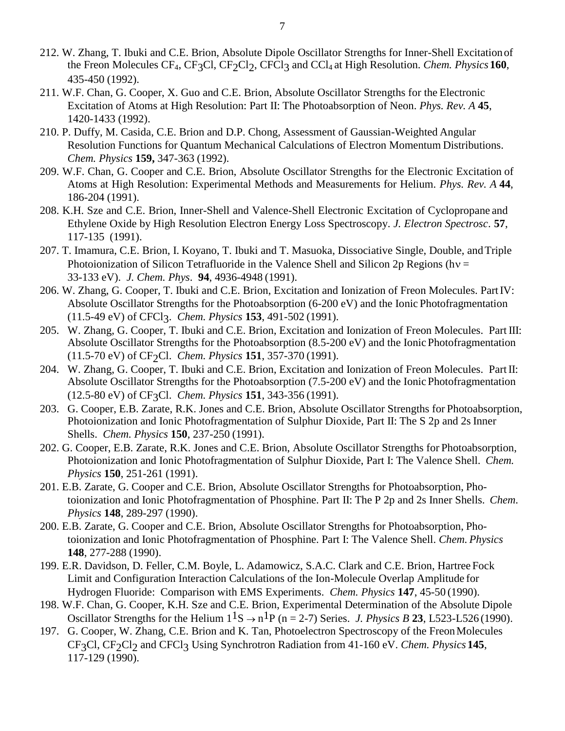212. W. Zhang, T. Ibuki and C.E. Brion, Absolute Dipole Oscillator Strengths for Inner-Shell Excitation of the Freon Molecules $CF_4$, $CF_3Cl$, $CF_2Cl_2$, $CFCl_3$ and $CCl_4$ at High Resolution. *Chem. Physics* **160**, 435-450 (1992).

211. W.F. Chan, G. Cooper, X. Guo and C.E. Brion, Absolute Oscillator Strengths for the Electronic Excitation of Atoms at High Resolution: Part II: The Photoabsorption of Neon. *Phys. Rev. A* **45**, 1420-1433 (1992).

210. P. Duffy, M. Casida, C.E. Brion and D.P. Chong, Assessment of Gaussian-Weighted Angular Resolution Functions for Quantum Mechanical Calculations of Electron Momentum Distributions. *Chem. Physics* **159,** 347-363 (1992).

209. W.F. Chan, G. Cooper and C.E. Brion, Absolute Oscillator Strengths for the Electronic Excitation of Atoms at High Resolution: Experimental Methods and Measurements for Helium. *Phys. Rev. A* **44**, 186-204 (1991).

208. K.H. Sze and C.E. Brion, Inner-Shell and Valence-Shell Electronic Excitation of Cyclopropane and Ethylene Oxide by High Resolution Electron Energy Loss Spectroscopy. *J. Electron Spectrosc*. **57**, 117-135 (1991).

207. T. Imamura, C.E. Brion, I. Koyano, T. Ibuki and T. Masuoka, Dissociative Single, Double, and Triple Photoionization of Silicon Tetrafluoride in the Valence Shell and Silicon 2p Regions ($h\nu$ = 33-133 eV). *J. Chem. Phys*. **94**, 4936-4948 (1991).

206. W. Zhang, G. Cooper, T. Ibuki and C.E. Brion, Excitation and Ionization of Freon Molecules. Part IV: Absolute Oscillator Strengths for the Photoabsorption (6-200 eV) and the Ionic Photofragmentation (11.5-49 eV) of $CFCl_3$. *Chem. Physics* **153**, 491-502 (1991).

205. W. Zhang, G. Cooper, T. Ibuki and C.E. Brion, Excitation and Ionization of Freon Molecules. Part III: Absolute Oscillator Strengths for the Photoabsorption (8.5-200 eV) and the Ionic Photofragmentation (11.5-70 eV) of $CF_2Cl$. *Chem. Physics* **151**, 357-370 (1991).

204. W. Zhang, G. Cooper, T. Ibuki and C.E. Brion, Excitation and Ionization of Freon Molecules. Part II: Absolute Oscillator Strengths for the Photoabsorption (7.5-200 eV) and the Ionic Photofragmentation (12.5-80 eV) of $CF_3Cl$. *Chem. Physics* **151**, 343-356 (1991).

203. G. Cooper, E.B. Zarate, R.K. Jones and C.E. Brion, Absolute Oscillator Strengths for Photoabsorption, Photoionization and Ionic Photofragmentation of Sulphur Dioxide, Part II: The S 2p and 2s Inner Shells. *Chem. Physics* **150**, 237-250 (1991).

202. G. Cooper, E.B. Zarate, R.K. Jones and C.E. Brion, Absolute Oscillator Strengths for Photoabsorption, Photoionization and Ionic Photofragmentation of Sulphur Dioxide, Part I: The Valence Shell. *Chem. Physics* **150**, 251-261 (1991).

201. E.B. Zarate, G. Cooper and C.E. Brion, Absolute Oscillator Strengths for Photoabsorption, Photoionization and Ionic Photofragmentation of Phosphine. Part II: The P 2p and 2s Inner Shells. *Chem. Physics* **148**, 289-297 (1990).

200. E.B. Zarate, G. Cooper and C.E. Brion, Absolute Oscillator Strengths for Photoabsorption, Photoionization and Ionic Photofragmentation of Phosphine. Part I: The Valence Shell. *Chem. Physics* **148**, 277-288 (1990).

199. E.R. Davidson, D. Feller, C.M. Boyle, L. Adamowicz, S.A.C. Clark and C.E. Brion, Hartree Fock Limit and Configuration Interaction Calculations of the Ion-Molecule Overlap Amplitude for Hydrogen Fluoride: Comparison with EMS Experiments. *Chem. Physics* **147**, 45-50 (1990).

198. W.F. Chan, G. Cooper, K.H. Sze and C.E. Brion, Experimental Determination of the Absolute Dipole Oscillator Strengths for the Helium $1^1S \rightarrow n^1P$ (n = 2-7) Series. *J. Physics B* **23**, L523-L526 (1990).

197. G. Cooper, W. Zhang, C.E. Brion and K. Tan, Photoelectron Spectroscopy of the Freon Molecules $CF_3Cl$, $CF_2Cl_2$ and $CFCl_3$ Using Synchrotron Radiation from 41-160 eV. *Chem. Physics* **145**, 117-129 (1990).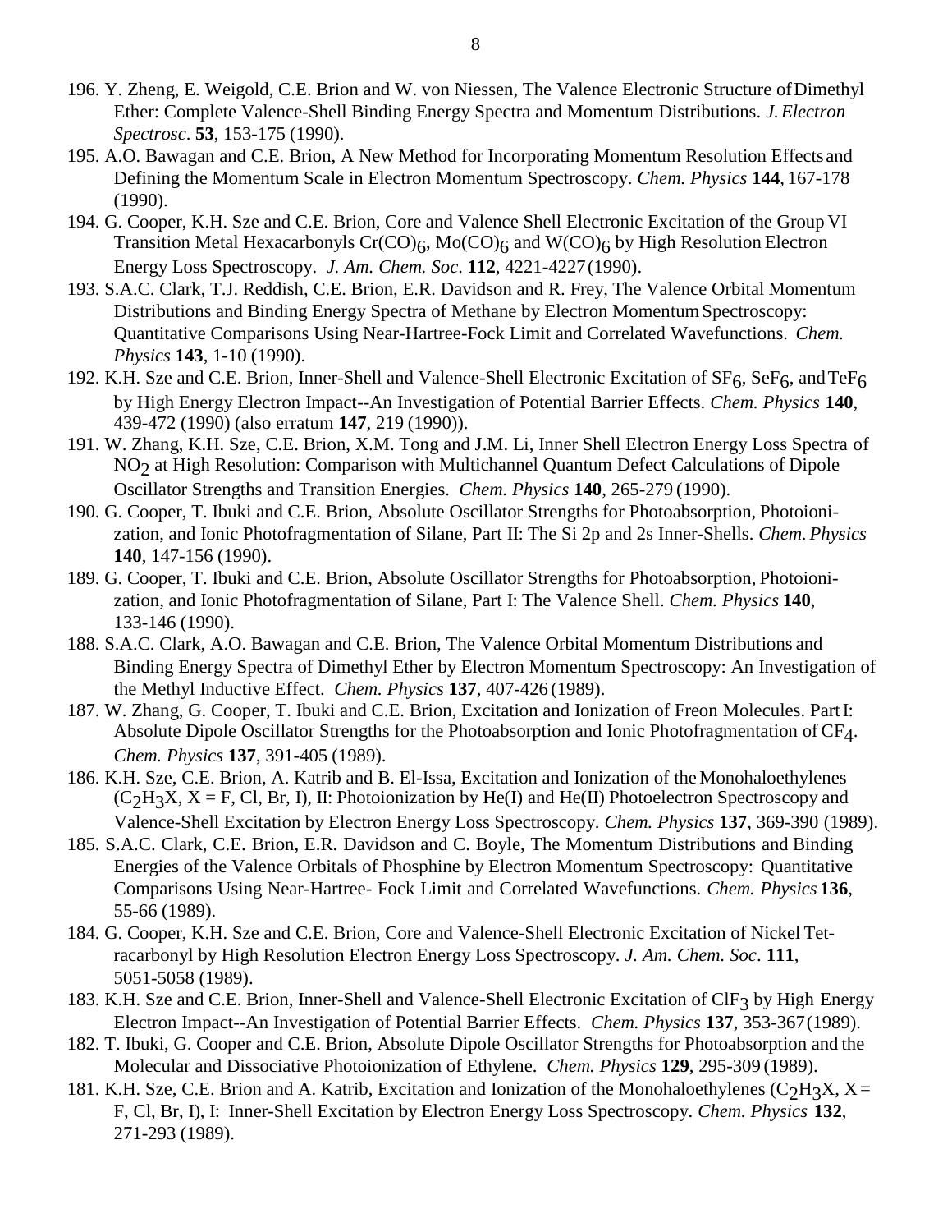196. Y. Zheng, E. Weigold, C.E. Brion and W. von Niessen, The Valence Electronic Structure of Dimethyl Ether: Complete Valence-Shell Binding Energy Spectra and Momentum Distributions. *J. Electron Spectrosc*. **53**, 153-175 (1990).

195. A.O. Bawagan and C.E. Brion, A New Method for Incorporating Momentum Resolution Effects and Defining the Momentum Scale in Electron Momentum Spectroscopy. *Chem. Physics* **144**, 167-178 (1990).

194. G. Cooper, K.H. Sze and C.E. Brion, Core and Valence Shell Electronic Excitation of the Group VI Transition Metal Hexacarbonyls $Cr(CO)_6$, $Mo(CO)_6$ and $W(CO)_6$ by High Resolution Electron Energy Loss Spectroscopy. *J. Am. Chem. Soc*. **112**, 4221-4227 (1990).

193. S.A.C. Clark, T.J. Reddish, C.E. Brion, E.R. Davidson and R. Frey, The Valence Orbital Momentum Distributions and Binding Energy Spectra of Methane by Electron Momentum Spectroscopy: Quantitative Comparisons Using Near-Hartree-Fock Limit and Correlated Wavefunctions. *Chem. Physics* **143**, 1-10 (1990).

192. K.H. Sze and C.E. Brion, Inner-Shell and Valence-Shell Electronic Excitation of $SF_6$, $SeF_6$, and $TeF_6$ by High Energy Electron Impact--An Investigation of Potential Barrier Effects. *Chem. Physics* **140**, 439-472 (1990) (also erratum **147**, 219 (1990)).

191. W. Zhang, K.H. Sze, C.E. Brion, X.M. Tong and J.M. Li, Inner Shell Electron Energy Loss Spectra of $NO_2$ at High Resolution: Comparison with Multichannel Quantum Defect Calculations of Dipole Oscillator Strengths and Transition Energies. *Chem. Physics* **140**, 265-279 (1990).

190. G. Cooper, T. Ibuki and C.E. Brion, Absolute Oscillator Strengths for Photoabsorption, Photoionization, and Ionic Photofragmentation of Silane, Part II: The Si 2p and 2s Inner-Shells. *Chem. Physics* **140**, 147-156 (1990).

189. G. Cooper, T. Ibuki and C.E. Brion, Absolute Oscillator Strengths for Photoabsorption, Photoionization, and Ionic Photofragmentation of Silane, Part I: The Valence Shell. *Chem. Physics* **140**, 133-146 (1990).

188. S.A.C. Clark, A.O. Bawagan and C.E. Brion, The Valence Orbital Momentum Distributions and Binding Energy Spectra of Dimethyl Ether by Electron Momentum Spectroscopy: An Investigation of the Methyl Inductive Effect. *Chem. Physics* **137**, 407-426 (1989).

187. W. Zhang, G. Cooper, T. Ibuki and C.E. Brion, Excitation and Ionization of Freon Molecules. Part I: Absolute Dipole Oscillator Strengths for the Photoabsorption and Ionic Photofragmentation of $CF_4$. *Chem. Physics* **137**, 391-405 (1989).

186. K.H. Sze, C.E. Brion, A. Katrib and B. El-Issa, Excitation and Ionization of the Monohaloethylenes ($C_2H_3X$, X = F, Cl, Br, I), II: Photoionization by He(I) and He(II) Photoelectron Spectroscopy and Valence-Shell Excitation by Electron Energy Loss Spectroscopy. *Chem. Physics* **137**, 369-390 (1989).

185. S.A.C. Clark, C.E. Brion, E.R. Davidson and C. Boyle, The Momentum Distributions and Binding Energies of the Valence Orbitals of Phosphine by Electron Momentum Spectroscopy: Quantitative Comparisons Using Near-Hartree- Fock Limit and Correlated Wavefunctions. *Chem. Physics* **136**, 55-66 (1989).

184. G. Cooper, K.H. Sze and C.E. Brion, Core and Valence-Shell Electronic Excitation of Nickel Tetracarbonyl by High Resolution Electron Energy Loss Spectroscopy. *J. Am. Chem. Soc*. **111**, 5051-5058 (1989).

183. K.H. Sze and C.E. Brion, Inner-Shell and Valence-Shell Electronic Excitation of $ClF_3$ by High Energy Electron Impact--An Investigation of Potential Barrier Effects. *Chem. Physics* **137**, 353-367 (1989).

182. T. Ibuki, G. Cooper and C.E. Brion, Absolute Dipole Oscillator Strengths for Photoabsorption and the Molecular and Dissociative Photoionization of Ethylene. *Chem. Physics* **129**, 295-309 (1989).

181. K.H. Sze, C.E. Brion and A. Katrib, Excitation and Ionization of the Monohaloethylenes ($C_2H_3X$, X = F, Cl, Br, I), I: Inner-Shell Excitation by Electron Energy Loss Spectroscopy. *Chem. Physics* **132**, 271-293 (1989).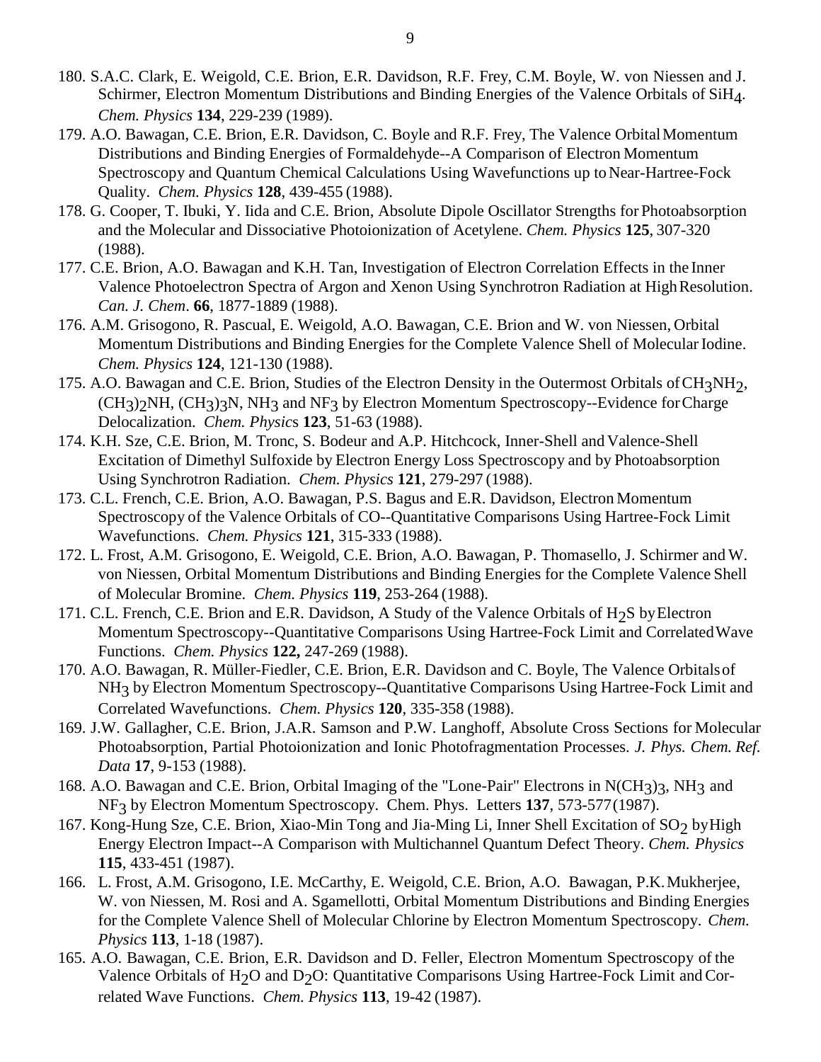180. S.A.C. Clark, E. Weigold, C.E. Brion, E.R. Davidson, R.F. Frey, C.M. Boyle, W. von Niessen and J. Schirmer, Electron Momentum Distributions and Binding Energies of the Valence Orbitals of $SiH_4$. *Chem. Physics* **134**, 229-239 (1989).

179. A.O. Bawagan, C.E. Brion, E.R. Davidson, C. Boyle and R.F. Frey, The Valence Orbital Momentum Distributions and Binding Energies of Formaldehyde--A Comparison of Electron Momentum Spectroscopy and Quantum Chemical Calculations Using Wavefunctions up to Near-Hartree-Fock Quality. *Chem. Physics* **128**, 439-455 (1988).

178. G. Cooper, T. Ibuki, Y. Iida and C.E. Brion, Absolute Dipole Oscillator Strengths for Photoabsorption and the Molecular and Dissociative Photoionization of Acetylene. *Chem. Physics* **125**, 307-320 (1988).

177. C.E. Brion, A.O. Bawagan and K.H. Tan, Investigation of Electron Correlation Effects in the Inner Valence Photoelectron Spectra of Argon and Xenon Using Synchrotron Radiation at High Resolution. *Can. J. Chem*. **66**, 1877-1889 (1988).

176. A.M. Grisogono, R. Pascual, E. Weigold, A.O. Bawagan, C.E. Brion and W. von Niessen, Orbital Momentum Distributions and Binding Energies for the Complete Valence Shell of Molecular Iodine. *Chem. Physics* **124**, 121-130 (1988).

175. A.O. Bawagan and C.E. Brion, Studies of the Electron Density in the Outermost Orbitals of $CH_3NH_2$, $(CH_3)_2NH$, $(CH_3)_3N$, $NH_3$ and $NF_3$ by Electron Momentum Spectroscopy--Evidence for Charge Delocalization. *Chem. Physics* **123**, 51-63 (1988).

174. K.H. Sze, C.E. Brion, M. Tronc, S. Bodeur and A.P. Hitchcock, Inner-Shell and Valence-Shell Excitation of Dimethyl Sulfoxide by Electron Energy Loss Spectroscopy and by Photoabsorption Using Synchrotron Radiation. *Chem. Physics* **121**, 279-297 (1988).

173. C.L. French, C.E. Brion, A.O. Bawagan, P.S. Bagus and E.R. Davidson, Electron Momentum Spectroscopy of the Valence Orbitals of CO--Quantitative Comparisons Using Hartree-Fock Limit Wavefunctions. *Chem. Physics* **121**, 315-333 (1988).

172. L. Frost, A.M. Grisogono, E. Weigold, C.E. Brion, A.O. Bawagan, P. Thomasello, J. Schirmer and W. von Niessen, Orbital Momentum Distributions and Binding Energies for the Complete Valence Shell of Molecular Bromine. *Chem. Physics* **119**, 253-264 (1988).

171. C.L. French, C.E. Brion and E.R. Davidson, A Study of the Valence Orbitals of $H_2S$ by Electron Momentum Spectroscopy--Quantitative Comparisons Using Hartree-Fock Limit and Correlated Wave Functions. *Chem. Physics* **122,** 247-269 (1988).

170. A.O. Bawagan, R. Müller-Fiedler, C.E. Brion, E.R. Davidson and C. Boyle, The Valence Orbitals of $NH_3$ by Electron Momentum Spectroscopy--Quantitative Comparisons Using Hartree-Fock Limit and Correlated Wavefunctions. *Chem. Physics* **120**, 335-358 (1988).

169. J.W. Gallagher, C.E. Brion, J.A.R. Samson and P.W. Langhoff, Absolute Cross Sections for Molecular Photoabsorption, Partial Photoionization and Ionic Photofragmentation Processes. *J. Phys. Chem. Ref. Data* **17**, 9-153 (1988).

168. A.O. Bawagan and C.E. Brion, Orbital Imaging of the "Lone-Pair" Electrons in $N(CH_3)_3$, $NH_3$ and $NF_3$ by Electron Momentum Spectroscopy. Chem. Phys. Letters **137**, 573-577 (1987).

167. Kong-Hung Sze, C.E. Brion, Xiao-Min Tong and Jia-Ming Li, Inner Shell Excitation of $SO_2$ by High Energy Electron Impact--A Comparison with Multichannel Quantum Defect Theory. *Chem. Physics* **115**, 433-451 (1987).

166. L. Frost, A.M. Grisogono, I.E. McCarthy, E. Weigold, C.E. Brion, A.O. Bawagan, P.K. Mukherjee, W. von Niessen, M. Rosi and A. Sgamellotti, Orbital Momentum Distributions and Binding Energies for the Complete Valence Shell of Molecular Chlorine by Electron Momentum Spectroscopy. *Chem. Physics* **113**, 1-18 (1987).

165. A.O. Bawagan, C.E. Brion, E.R. Davidson and D. Feller, Electron Momentum Spectroscopy of the Valence Orbitals of $H_2O$ and $D_2O$: Quantitative Comparisons Using Hartree-Fock Limit and Correlated Wave Functions. *Chem. Physics* **113**, 19-42 (1987).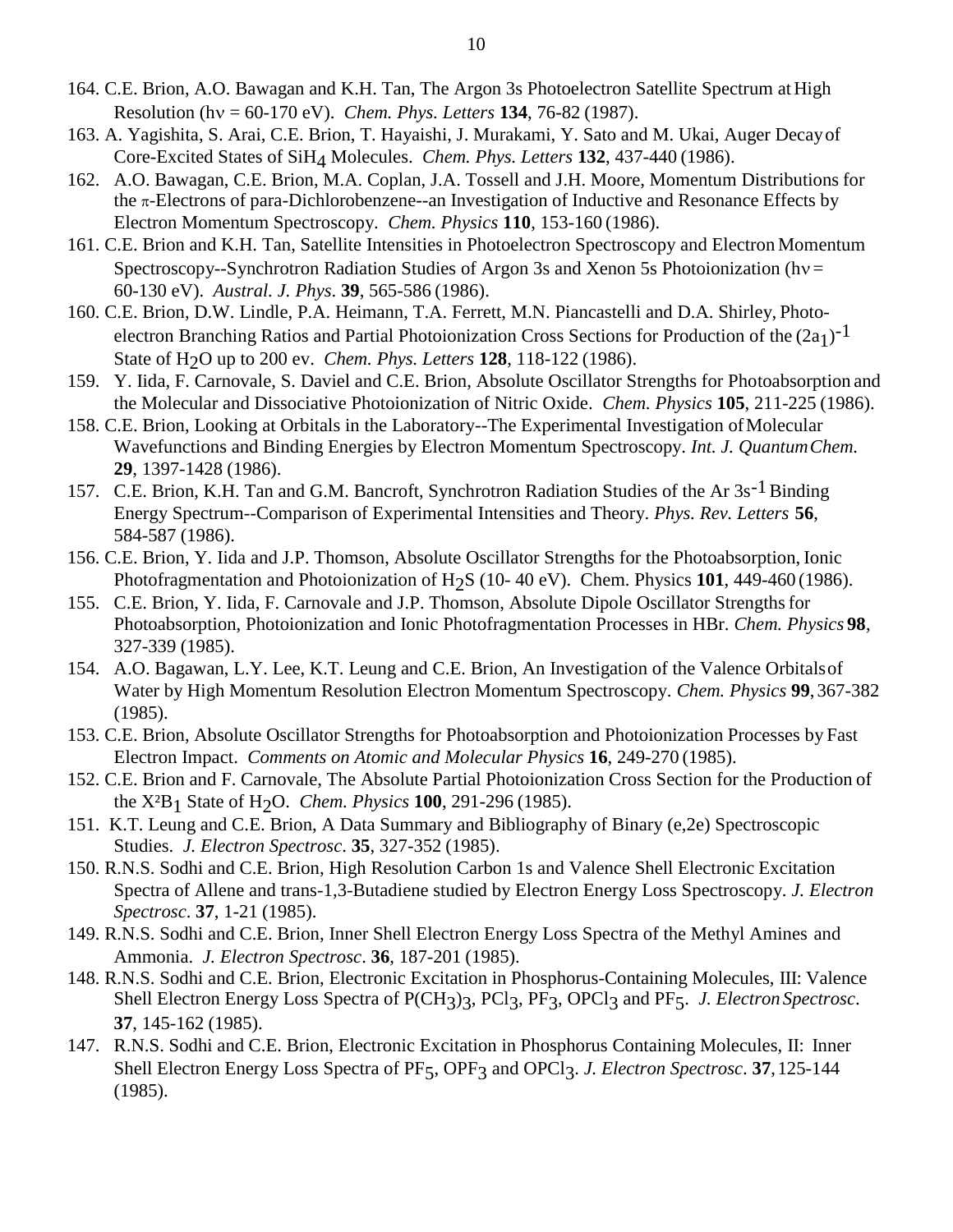164. C.E. Brion, A.O. Bawagan and K.H. Tan, The Argon 3s Photoelectron Satellite Spectrum at High Resolution ($h\nu$ = 60-170 eV). *Chem. Phys. Letters* **134**, 76-82 (1987).

163. A. Yagishita, S. Arai, C.E. Brion, T. Hayaishi, J. Murakami, Y. Sato and M. Ukai, Auger Decay of Core-Excited States of $SiH_4$ Molecules. *Chem. Phys. Letters* **132**, 437-440 (1986).

162. A.O. Bawagan, C.E. Brion, M.A. Coplan, J.A. Tossell and J.H. Moore, Momentum Distributions for the $\pi$-Electrons of para-Dichlorobenzene--an Investigation of Inductive and Resonance Effects by Electron Momentum Spectroscopy. *Chem. Physics* **110**, 153-160 (1986).

161. C.E. Brion and K.H. Tan, Satellite Intensities in Photoelectron Spectroscopy and Electron Momentum Spectroscopy--Synchrotron Radiation Studies of Argon 3s and Xenon 5s Photoionization ($h\nu$ = 60-130 eV). *Austral. J. Phys.* **39**, 565-586 (1986).

160. C.E. Brion, D.W. Lindle, P.A. Heimann, T.A. Ferrett, M.N. Piancastelli and D.A. Shirley, Photoelectron Branching Ratios and Partial Photoionization Cross Sections for Production of the $(2a_1)^{-1}$ State of $H_2O$ up to 200 ev. *Chem. Phys. Letters* **128**, 118-122 (1986).

159. Y. Iida, F. Carnovale, S. Daviel and C.E. Brion, Absolute Oscillator Strengths for Photoabsorption and the Molecular and Dissociative Photoionization of Nitric Oxide. *Chem. Physics* **105**, 211-225 (1986).

158. C.E. Brion, Looking at Orbitals in the Laboratory--The Experimental Investigation of Molecular Wavefunctions and Binding Energies by Electron Momentum Spectroscopy. *Int. J. Quantum Chem.* **29**, 1397-1428 (1986).

157. C.E. Brion, K.H. Tan and G.M. Bancroft, Synchrotron Radiation Studies of the Ar $3s^{-1}$ Binding Energy Spectrum--Comparison of Experimental Intensities and Theory. *Phys. Rev. Letters* **56**, 584-587 (1986).

156. C.E. Brion, Y. Iida and J.P. Thomson, Absolute Oscillator Strengths for the Photoabsorption, Ionic Photofragmentation and Photoionization of $H_2S$ (10- 40 eV). Chem. Physics **101**, 449-460 (1986).

155. C.E. Brion, Y. Iida, F. Carnovale and J.P. Thomson, Absolute Dipole Oscillator Strengths for Photoabsorption, Photoionization and Ionic Photofragmentation Processes in HBr. *Chem. Physics* **98**, 327-339 (1985).

154. A.O. Bagawan, L.Y. Lee, K.T. Leung and C.E. Brion, An Investigation of the Valence Orbitals of Water by High Momentum Resolution Electron Momentum Spectroscopy. *Chem. Physics* **99**, 367-382 (1985).

153. C.E. Brion, Absolute Oscillator Strengths for Photoabsorption and Photoionization Processes by Fast Electron Impact. *Comments on Atomic and Molecular Physics* **16**, 249-270 (1985).

152. C.E. Brion and F. Carnovale, The Absolute Partial Photoionization Cross Section for the Production of the $X^2B_1$ State of $H_2O$. *Chem. Physics* **100**, 291-296 (1985).

151. K.T. Leung and C.E. Brion, A Data Summary and Bibliography of Binary (e,2e) Spectroscopic Studies. *J. Electron Spectrosc.* **35**, 327-352 (1985).

150. R.N.S. Sodhi and C.E. Brion, High Resolution Carbon 1s and Valence Shell Electronic Excitation Spectra of Allene and trans-1,3-Butadiene studied by Electron Energy Loss Spectroscopy. *J. Electron Spectrosc.* **37**, 1-21 (1985).

149. R.N.S. Sodhi and C.E. Brion, Inner Shell Electron Energy Loss Spectra of the Methyl Amines and Ammonia. *J. Electron Spectrosc.* **36**, 187-201 (1985).

148. R.N.S. Sodhi and C.E. Brion, Electronic Excitation in Phosphorus-Containing Molecules, III: Valence Shell Electron Energy Loss Spectra of $P(CH_3)_3$, $PCl_3$, $PF_3$, $OPCl_3$ and $PF_5$. *J. Electron Spectrosc.* **37**, 145-162 (1985).

147. R.N.S. Sodhi and C.E. Brion, Electronic Excitation in Phosphorus Containing Molecules, II: Inner Shell Electron Energy Loss Spectra of $PF_5$, $OPF_3$ and $OPCl_3$. *J. Electron Spectrosc.* **37**, 125-144 (1985).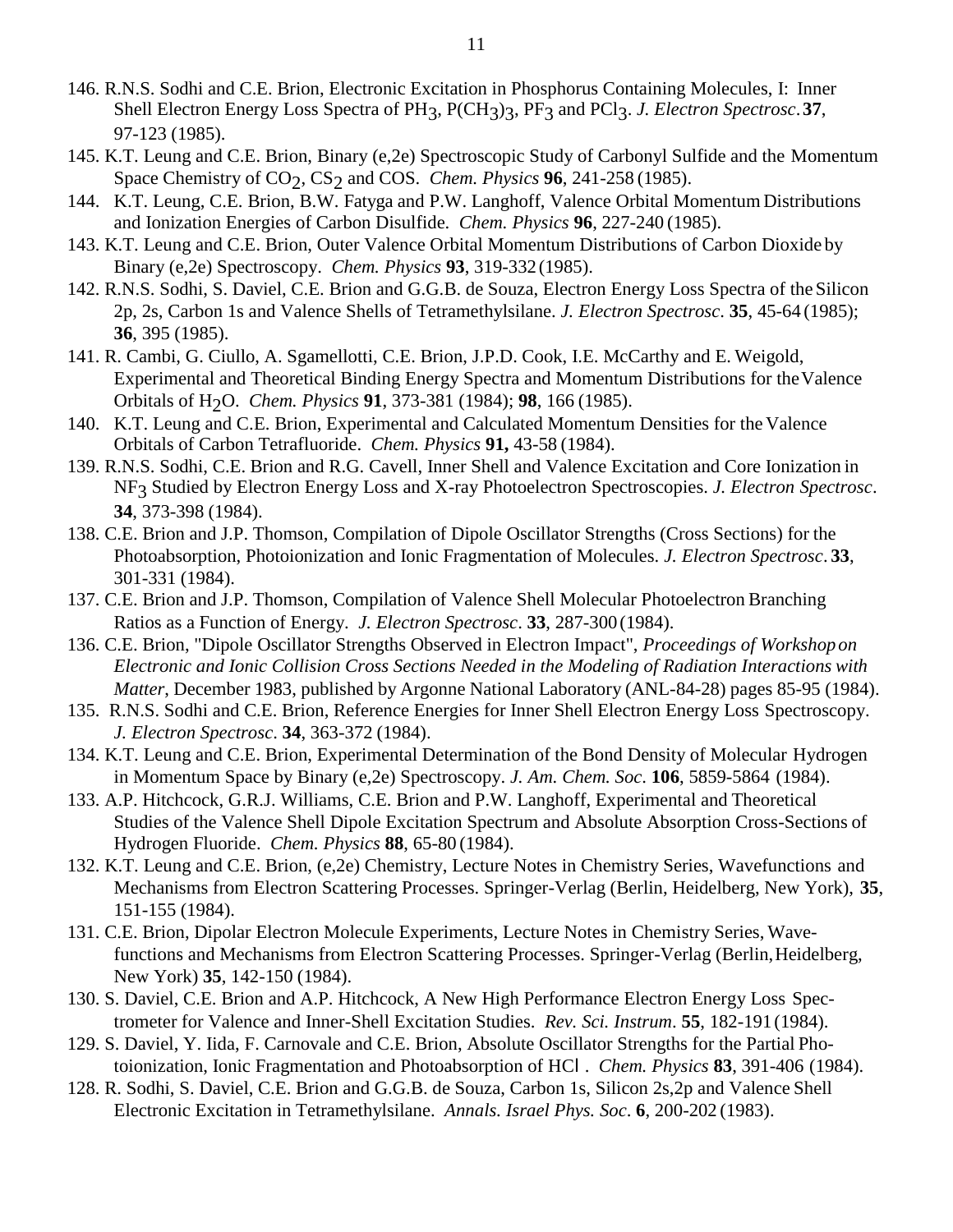146. R.N.S. Sodhi and C.E. Brion, Electronic Excitation in Phosphorus Containing Molecules, I: Inner Shell Electron Energy Loss Spectra of $PH_3$, $P(CH_3)_3$, $PF_3$ and $PCl_3$. *J. Electron Spectrosc*. **37**, 97-123 (1985).

145. K.T. Leung and C.E. Brion, Binary (e,2e) Spectroscopic Study of Carbonyl Sulfide and the Momentum Space Chemistry of $CO_2$, $CS_2$ and COS. *Chem. Physics* **96**, 241-258 (1985).

144. K.T. Leung, C.E. Brion, B.W. Fatyga and P.W. Langhoff, Valence Orbital Momentum Distributions and Ionization Energies of Carbon Disulfide. *Chem. Physics* **96**, 227-240 (1985).

143. K.T. Leung and C.E. Brion, Outer Valence Orbital Momentum Distributions of Carbon Dioxide by Binary (e,2e) Spectroscopy. *Chem. Physics* **93**, 319-332 (1985).

142. R.N.S. Sodhi, S. Daviel, C.E. Brion and G.G.B. de Souza, Electron Energy Loss Spectra of the Silicon 2p, 2s, Carbon 1s and Valence Shells of Tetramethylsilane. *J. Electron Spectrosc*. **35**, 45-64 (1985); **36**, 395 (1985).

141. R. Cambi, G. Ciullo, A. Sgamellotti, C.E. Brion, J.P.D. Cook, I.E. McCarthy and E. Weigold, Experimental and Theoretical Binding Energy Spectra and Momentum Distributions for the Valence Orbitals of $H_2O$. *Chem. Physics* **91**, 373-381 (1984); **98**, 166 (1985).

140. K.T. Leung and C.E. Brion, Experimental and Calculated Momentum Densities for the Valence Orbitals of Carbon Tetrafluoride. *Chem. Physics* **91,** 43-58 (1984).

139. R.N.S. Sodhi, C.E. Brion and R.G. Cavell, Inner Shell and Valence Excitation and Core Ionization in $NF_3$ Studied by Electron Energy Loss and X-ray Photoelectron Spectroscopies. *J. Electron Spectrosc*. **34**, 373-398 (1984).

138. C.E. Brion and J.P. Thomson, Compilation of Dipole Oscillator Strengths (Cross Sections) for the Photoabsorption, Photoionization and Ionic Fragmentation of Molecules. *J. Electron Spectrosc*. **33**, 301-331 (1984).

137. C.E. Brion and J.P. Thomson, Compilation of Valence Shell Molecular Photoelectron Branching Ratios as a Function of Energy. *J. Electron Spectrosc*. **33**, 287-300 (1984).

136. C.E. Brion, "Dipole Oscillator Strengths Observed in Electron Impact", *Proceedings of Workshop on Electronic and Ionic Collision Cross Sections Needed in the Modeling of Radiation Interactions with Matter*, December 1983, published by Argonne National Laboratory (ANL-84-28) pages 85-95 (1984).

135. R.N.S. Sodhi and C.E. Brion, Reference Energies for Inner Shell Electron Energy Loss Spectroscopy. *J. Electron Spectrosc*. **34**, 363-372 (1984).

134. K.T. Leung and C.E. Brion, Experimental Determination of the Bond Density of Molecular Hydrogen in Momentum Space by Binary (e,2e) Spectroscopy. *J. Am. Chem. Soc.* **106**, 5859-5864 (1984).

133. A.P. Hitchcock, G.R.J. Williams, C.E. Brion and P.W. Langhoff, Experimental and Theoretical Studies of the Valence Shell Dipole Excitation Spectrum and Absolute Absorption Cross-Sections of Hydrogen Fluoride. *Chem. Physics* **88**, 65-80 (1984).

132. K.T. Leung and C.E. Brion, (e,2e) Chemistry, Lecture Notes in Chemistry Series, Wavefunctions and Mechanisms from Electron Scattering Processes. Springer-Verlag (Berlin, Heidelberg, New York), **35**, 151-155 (1984).

131. C.E. Brion, Dipolar Electron Molecule Experiments, Lecture Notes in Chemistry Series, Wave-functions and Mechanisms from Electron Scattering Processes. Springer-Verlag (Berlin, Heidelberg, New York) **35**, 142-150 (1984).

130. S. Daviel, C.E. Brion and A.P. Hitchcock, A New High Performance Electron Energy Loss Spectrometer for Valence and Inner-Shell Excitation Studies. *Rev. Sci. Instrum*. **55**, 182-191 (1984).

129. S. Daviel, Y. Iida, F. Carnovale and C.E. Brion, Absolute Oscillator Strengths for the Partial Photoionization, Ionic Fragmentation and Photoabsorption of HCl . *Chem. Physics* **83**, 391-406 (1984).

128. R. Sodhi, S. Daviel, C.E. Brion and G.G.B. de Souza, Carbon 1s, Silicon 2s,2p and Valence Shell Electronic Excitation in Tetramethylsilane. *Annals. Israel Phys. Soc*. **6**, 200-202 (1983).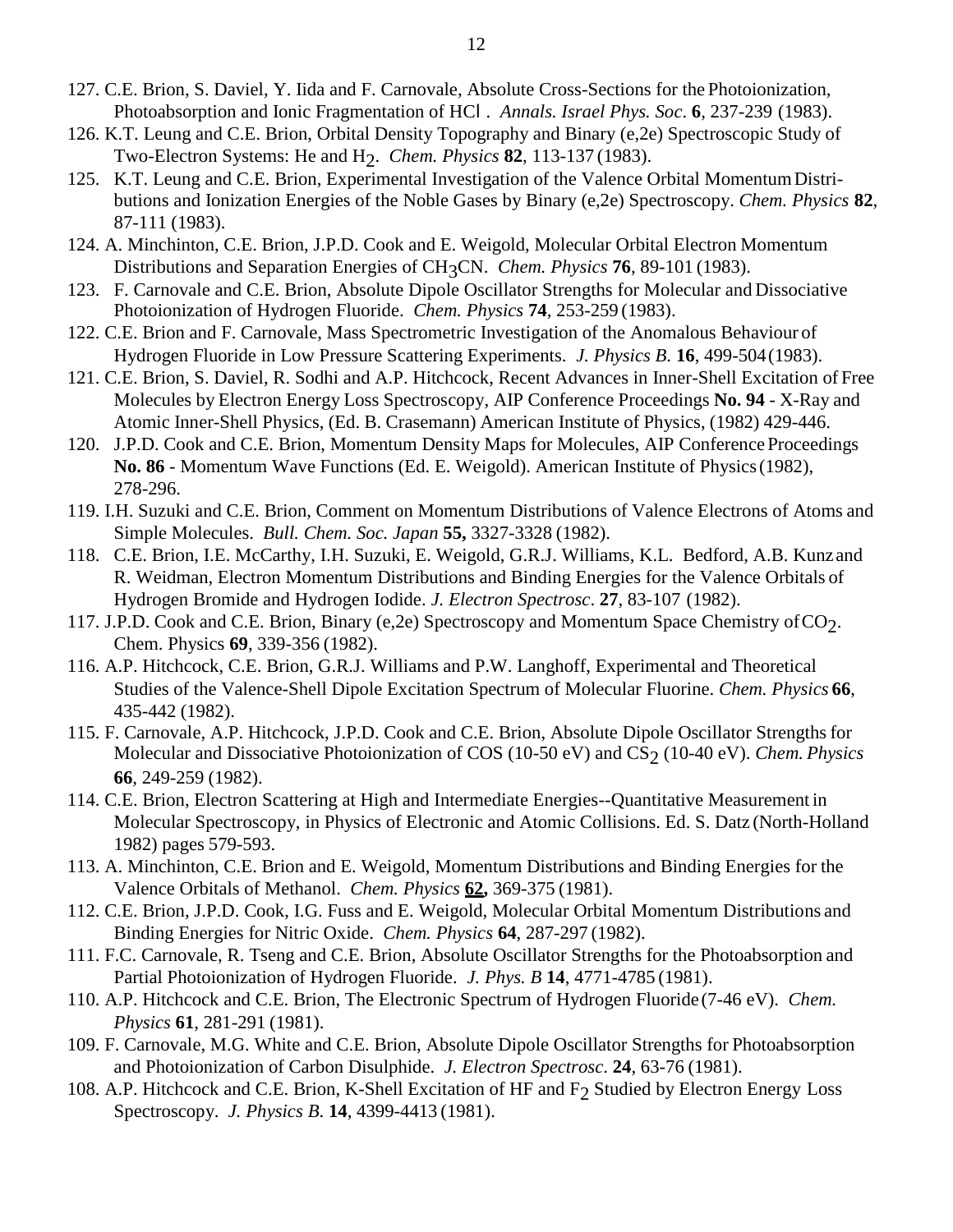127. C.E. Brion, S. Daviel, Y. Iida and F. Carnovale, Absolute Cross-Sections for the Photoionization, Photoabsorption and Ionic Fragmentation of HCl . *Annals. Israel Phys. Soc*. **6**, 237-239 (1983).

126. K.T. Leung and C.E. Brion, Orbital Density Topography and Binary (e,2e) Spectroscopic Study of Two-Electron Systems: He and $H_2$. *Chem. Physics* **82**, 113-137 (1983).

125. K.T. Leung and C.E. Brion, Experimental Investigation of the Valence Orbital Momentum Distributions and Ionization Energies of the Noble Gases by Binary (e,2e) Spectroscopy. *Chem. Physics* **82**, 87-111 (1983).

124. A. Minchinton, C.E. Brion, J.P.D. Cook and E. Weigold, Molecular Orbital Electron Momentum Distributions and Separation Energies of $CH_3CN$. *Chem. Physics* **76**, 89-101 (1983).

123. F. Carnovale and C.E. Brion, Absolute Dipole Oscillator Strengths for Molecular and Dissociative Photoionization of Hydrogen Fluoride. *Chem. Physics* **74**, 253-259 (1983).

122. C.E. Brion and F. Carnovale, Mass Spectrometric Investigation of the Anomalous Behaviour of Hydrogen Fluoride in Low Pressure Scattering Experiments. *J. Physics B*. **16**, 499-504 (1983).

121. C.E. Brion, S. Daviel, R. Sodhi and A.P. Hitchcock, Recent Advances in Inner-Shell Excitation of Free Molecules by Electron Energy Loss Spectroscopy, AIP Conference Proceedings **No. 94** - X-Ray and Atomic Inner-Shell Physics, (Ed. B. Crasemann) American Institute of Physics, (1982) 429-446.

120. J.P.D. Cook and C.E. Brion, Momentum Density Maps for Molecules, AIP Conference Proceedings **No. 86** - Momentum Wave Functions (Ed. E. Weigold). American Institute of Physics (1982), 278-296.

119. I.H. Suzuki and C.E. Brion, Comment on Momentum Distributions of Valence Electrons of Atoms and Simple Molecules. *Bull. Chem. Soc. Japan* **55,** 3327-3328 (1982).

118. C.E. Brion, I.E. McCarthy, I.H. Suzuki, E. Weigold, G.R.J. Williams, K.L. Bedford, A.B. Kunz and R. Weidman, Electron Momentum Distributions and Binding Energies for the Valence Orbitals of Hydrogen Bromide and Hydrogen Iodide. *J. Electron Spectrosc*. **27**, 83-107 (1982).

117. J.P.D. Cook and C.E. Brion, Binary (e,2e) Spectroscopy and Momentum Space Chemistry of $CO_2$. Chem. Physics **69**, 339-356 (1982).

116. A.P. Hitchcock, C.E. Brion, G.R.J. Williams and P.W. Langhoff, Experimental and Theoretical Studies of the Valence-Shell Dipole Excitation Spectrum of Molecular Fluorine. *Chem. Physics* **66**, 435-442 (1982).

115. F. Carnovale, A.P. Hitchcock, J.P.D. Cook and C.E. Brion, Absolute Dipole Oscillator Strengths for Molecular and Dissociative Photoionization of COS (10-50 eV) and $CS_2$ (10-40 eV). *Chem. Physics* **66**, 249-259 (1982).

114. C.E. Brion, Electron Scattering at High and Intermediate Energies--Quantitative Measurement in Molecular Spectroscopy, in Physics of Electronic and Atomic Collisions. Ed. S. Datz (North-Holland 1982) pages 579-593.

113. A. Minchinton, C.E. Brion and E. Weigold, Momentum Distributions and Binding Energies for the Valence Orbitals of Methanol. *Chem. Physics* **62,** 369-375 (1981).

112. C.E. Brion, J.P.D. Cook, I.G. Fuss and E. Weigold, Molecular Orbital Momentum Distributions and Binding Energies for Nitric Oxide. *Chem. Physics* **64**, 287-297 (1982).

111. F.C. Carnovale, R. Tseng and C.E. Brion, Absolute Oscillator Strengths for the Photoabsorption and Partial Photoionization of Hydrogen Fluoride. *J. Phys. B* **14**, 4771-4785 (1981).

110. A.P. Hitchcock and C.E. Brion, The Electronic Spectrum of Hydrogen Fluoride (7-46 eV). *Chem. Physics* **61**, 281-291 (1981).

109. F. Carnovale, M.G. White and C.E. Brion, Absolute Dipole Oscillator Strengths for Photoabsorption and Photoionization of Carbon Disulphide. *J. Electron Spectrosc*. **24**, 63-76 (1981).

108. A.P. Hitchcock and C.E. Brion, K-Shell Excitation of HF and $F_2$ Studied by Electron Energy Loss Spectroscopy. *J. Physics B*. **14**, 4399-4413 (1981).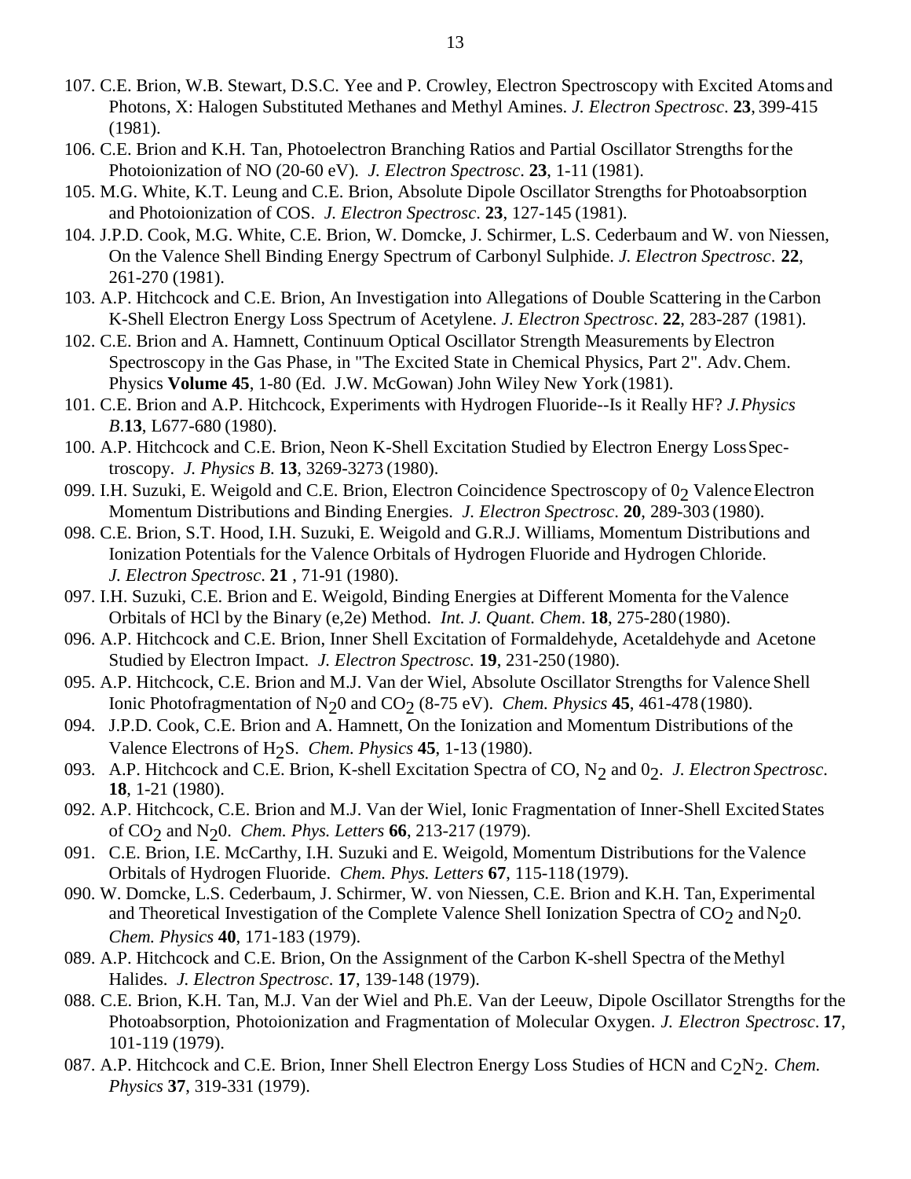107. C.E. Brion, W.B. Stewart, D.S.C. Yee and P. Crowley, Electron Spectroscopy with Excited Atoms and Photons, X: Halogen Substituted Methanes and Methyl Amines. *J. Electron Spectrosc*. **23**, 399-415 (1981).

106. C.E. Brion and K.H. Tan, Photoelectron Branching Ratios and Partial Oscillator Strengths for the Photoionization of NO (20-60 eV). *J. Electron Spectrosc*. **23**, 1-11 (1981).

105. M.G. White, K.T. Leung and C.E. Brion, Absolute Dipole Oscillator Strengths for Photoabsorption and Photoionization of COS. *J. Electron Spectrosc*. **23**, 127-145 (1981).

104. J.P.D. Cook, M.G. White, C.E. Brion, W. Domcke, J. Schirmer, L.S. Cederbaum and W. von Niessen, On the Valence Shell Binding Energy Spectrum of Carbonyl Sulphide. *J. Electron Spectrosc*. **22**, 261-270 (1981).

103. A.P. Hitchcock and C.E. Brion, An Investigation into Allegations of Double Scattering in the Carbon K-Shell Electron Energy Loss Spectrum of Acetylene. *J. Electron Spectrosc*. **22**, 283-287 (1981).

102. C.E. Brion and A. Hamnett, Continuum Optical Oscillator Strength Measurements by Electron Spectroscopy in the Gas Phase, in "The Excited State in Chemical Physics, Part 2". Adv. Chem. Physics **Volume 45**, 1-80 (Ed. J.W. McGowan) John Wiley New York (1981).

101. C.E. Brion and A.P. Hitchcock, Experiments with Hydrogen Fluoride--Is it Really HF? *J. Physics B*.**13**, L677-680 (1980).

100. A.P. Hitchcock and C.E. Brion, Neon K-Shell Excitation Studied by Electron Energy Loss Spectroscopy. *J. Physics B*. **13**, 3269-3273 (1980).

099. I.H. Suzuki, E. Weigold and C.E. Brion, Electron Coincidence Spectroscopy of $0_2$ Valence Electron Momentum Distributions and Binding Energies. *J. Electron Spectrosc*. **20**, 289-303 (1980).

098. C.E. Brion, S.T. Hood, I.H. Suzuki, E. Weigold and G.R.J. Williams, Momentum Distributions and Ionization Potentials for the Valence Orbitals of Hydrogen Fluoride and Hydrogen Chloride. *J. Electron Spectrosc*. **21** , 71-91 (1980).

097. I.H. Suzuki, C.E. Brion and E. Weigold, Binding Energies at Different Momenta for the Valence Orbitals of HCl by the Binary (e,2e) Method. *Int. J. Quant. Chem*. **18**, 275-280 (1980).

096. A.P. Hitchcock and C.E. Brion, Inner Shell Excitation of Formaldehyde, Acetaldehyde and Acetone Studied by Electron Impact. *J. Electron Spectrosc.* **19**, 231-250 (1980).

095. A.P. Hitchcock, C.E. Brion and M.J. Van der Wiel, Absolute Oscillator Strengths for Valence Shell Ionic Photofragmentation of $N_20$ and $CO_2$ (8-75 eV). *Chem. Physics* **45**, 461-478 (1980).

094. J.P.D. Cook, C.E. Brion and A. Hamnett, On the Ionization and Momentum Distributions of the Valence Electrons of $H_2S$. *Chem. Physics* **45**, 1-13 (1980).

093. A.P. Hitchcock and C.E. Brion, K-shell Excitation Spectra of CO, $N_2$ and $0_2$. *J. Electron Spectrosc*. **18**, 1-21 (1980).

092. A.P. Hitchcock, C.E. Brion and M.J. Van der Wiel, Ionic Fragmentation of Inner-Shell Excited States of $CO_2$ and $N_20$. *Chem. Phys. Letters* **66**, 213-217 (1979).

091. C.E. Brion, I.E. McCarthy, I.H. Suzuki and E. Weigold, Momentum Distributions for the Valence Orbitals of Hydrogen Fluoride. *Chem. Phys. Letters* **67**, 115-118 (1979).

090. W. Domcke, L.S. Cederbaum, J. Schirmer, W. von Niessen, C.E. Brion and K.H. Tan, Experimental and Theoretical Investigation of the Complete Valence Shell Ionization Spectra of $CO_2$ and $N_20$. *Chem. Physics* **40**, 171-183 (1979).

089. A.P. Hitchcock and C.E. Brion, On the Assignment of the Carbon K-shell Spectra of the Methyl Halides. *J. Electron Spectrosc*. **17**, 139-148 (1979).

088. C.E. Brion, K.H. Tan, M.J. Van der Wiel and Ph.E. Van der Leeuw, Dipole Oscillator Strengths for the Photoabsorption, Photoionization and Fragmentation of Molecular Oxygen. *J. Electron Spectrosc*. **17**, 101-119 (1979).

087. A.P. Hitchcock and C.E. Brion, Inner Shell Electron Energy Loss Studies of HCN and $C_2N_2$. *Chem. Physics* **37**, 319-331 (1979).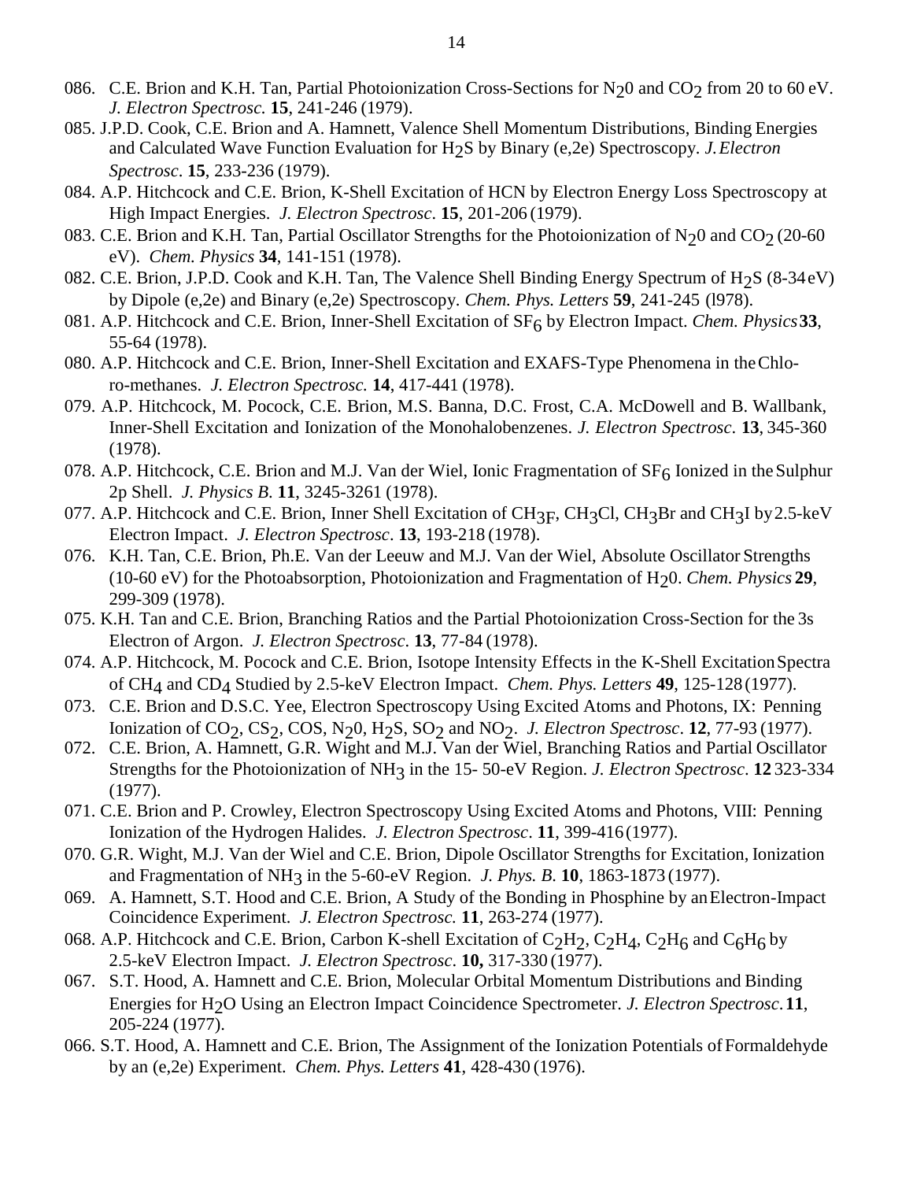086. C.E. Brion and K.H. Tan, Partial Photoionization Cross-Sections for $N_20$ and $CO_2$ from 20 to 60 eV. *J. Electron Spectrosc.* **15**, 241-246 (1979).

085. J.P.D. Cook, C.E. Brion and A. Hamnett, Valence Shell Momentum Distributions, Binding Energies and Calculated Wave Function Evaluation for $H_2S$ by Binary (e,2e) Spectroscopy. *J. Electron Spectrosc*. **15**, 233-236 (1979).

084. A.P. Hitchcock and C.E. Brion, K-Shell Excitation of HCN by Electron Energy Loss Spectroscopy at High Impact Energies. *J. Electron Spectrosc*. **15**, 201-206 (1979).

083. C.E. Brion and K.H. Tan, Partial Oscillator Strengths for the Photoionization of $N_20$ and $CO_2$ (20-60 eV). *Chem. Physics* **34**, 141-151 (1978).

082. C.E. Brion, J.P.D. Cook and K.H. Tan, The Valence Shell Binding Energy Spectrum of $H_2S$ (8-34 eV) by Dipole (e,2e) and Binary (e,2e) Spectroscopy. *Chem. Phys. Letters* **59**, 241-245 (l978).

081. A.P. Hitchcock and C.E. Brion, Inner-Shell Excitation of $SF_6$ by Electron Impact. *Chem. Physics* **33**, 55-64 (1978).

080. A.P. Hitchcock and C.E. Brion, Inner-Shell Excitation and EXAFS-Type Phenomena in the Chloro-methanes. *J. Electron Spectrosc.* **14**, 417-441 (1978).

079. A.P. Hitchcock, M. Pocock, C.E. Brion, M.S. Banna, D.C. Frost, C.A. McDowell and B. Wallbank, Inner-Shell Excitation and Ionization of the Monohalobenzenes. *J. Electron Spectrosc*. **13**, 345-360 (1978).

078. A.P. Hitchcock, C.E. Brion and M.J. Van der Wiel, Ionic Fragmentation of $SF_6$ Ionized in the Sulphur 2p Shell. *J. Physics B.* **11**, 3245-3261 (1978).

077. A.P. Hitchcock and C.E. Brion, Inner Shell Excitation of $CH_3F$, $CH_3Cl$, $CH_3Br$ and $CH_3I$ by 2.5-keV Electron Impact. *J. Electron Spectrosc*. **13**, 193-218 (1978).

076. K.H. Tan, C.E. Brion, Ph.E. Van der Leeuw and M.J. Van der Wiel, Absolute Oscillator Strengths (10-60 eV) for the Photoabsorption, Photoionization and Fragmentation of $H_20$. *Chem. Physics* **29**, 299-309 (1978).

075. K.H. Tan and C.E. Brion, Branching Ratios and the Partial Photoionization Cross-Section for the 3s Electron of Argon. *J. Electron Spectrosc*. **13**, 77-84 (1978).

074. A.P. Hitchcock, M. Pocock and C.E. Brion, Isotope Intensity Effects in the K-Shell Excitation Spectra of $CH_4$ and $CD_4$ Studied by 2.5-keV Electron Impact. *Chem. Phys. Letters* **49**, 125-128 (1977).

073. C.E. Brion and D.S.C. Yee, Electron Spectroscopy Using Excited Atoms and Photons, IX: Penning Ionization of $CO_2$, $CS_2$, COS, $N_20$, $H_2S$, $SO_2$ and $NO_2$. *J. Electron Spectrosc*. **12**, 77-93 (1977).

072. C.E. Brion, A. Hamnett, G.R. Wight and M.J. Van der Wiel, Branching Ratios and Partial Oscillator Strengths for the Photoionization of $NH_3$ in the 15- 50-eV Region. *J. Electron Spectrosc*. **12** 323-334 (1977).

071. C.E. Brion and P. Crowley, Electron Spectroscopy Using Excited Atoms and Photons, VIII: Penning Ionization of the Hydrogen Halides. *J. Electron Spectrosc*. **11**, 399-416 (1977).

070. G.R. Wight, M.J. Van der Wiel and C.E. Brion, Dipole Oscillator Strengths for Excitation, Ionization and Fragmentation of $NH_3$ in the 5-60-eV Region. *J. Phys. B.* **10**, 1863-1873 (1977).

069. A. Hamnett, S.T. Hood and C.E. Brion, A Study of the Bonding in Phosphine by an Electron-Impact Coincidence Experiment. *J. Electron Spectrosc.* **11**, 263-274 (1977).

068. A.P. Hitchcock and C.E. Brion, Carbon K-shell Excitation of $C_2H_2$, $C_2H_4$, $C_2H_6$ and $C_6H_6$ by 2.5-keV Electron Impact. *J. Electron Spectrosc*. **10,** 317-330 (1977).

067. S.T. Hood, A. Hamnett and C.E. Brion, Molecular Orbital Momentum Distributions and Binding Energies for $H_2O$ Using an Electron Impact Coincidence Spectrometer. *J. Electron Spectrosc*. **11**, 205-224 (1977).

066. S.T. Hood, A. Hamnett and C.E. Brion, The Assignment of the Ionization Potentials of Formaldehyde by an (e,2e) Experiment. *Chem. Phys. Letters* **41**, 428-430 (1976).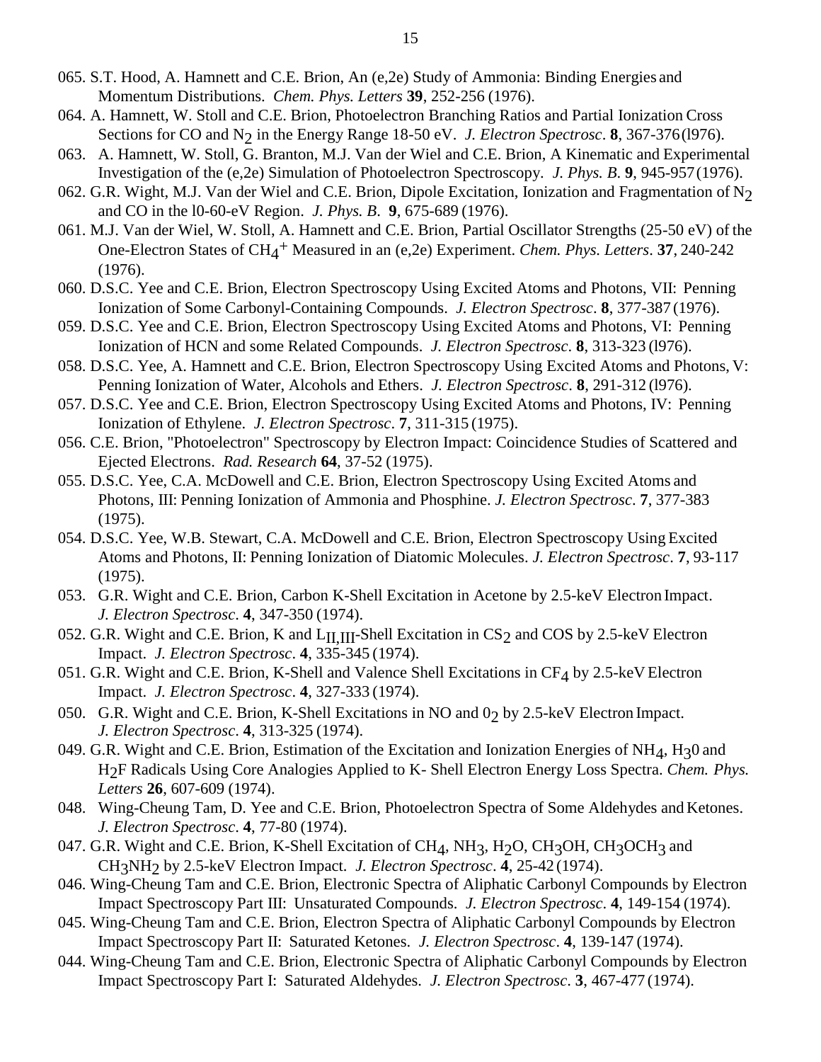065. S.T. Hood, A. Hamnett and C.E. Brion, An (e,2e) Study of Ammonia: Binding Energies and Momentum Distributions. *Chem. Phys. Letters* **39**, 252-256 (1976).

064. A. Hamnett, W. Stoll and C.E. Brion, Photoelectron Branching Ratios and Partial Ionization Cross Sections for CO and $N_2$ in the Energy Range 18-50 eV. *J. Electron Spectrosc*. **8**, 367-376 (l976).

063. A. Hamnett, W. Stoll, G. Branton, M.J. Van der Wiel and C.E. Brion, A Kinematic and Experimental Investigation of the (e,2e) Simulation of Photoelectron Spectroscopy. *J. Phys. B*. **9**, 945-957 (1976).

062. G.R. Wight, M.J. Van der Wiel and C.E. Brion, Dipole Excitation, Ionization and Fragmentation of $N_2$ and CO in the l0-60-eV Region. *J. Phys. B*. **9**, 675-689 (1976).

061. M.J. Van der Wiel, W. Stoll, A. Hamnett and C.E. Brion, Partial Oscillator Strengths (25-50 eV) of the One-Electron States of $CH_4^+$ Measured in an (e,2e) Experiment. *Chem. Phys. Letters*. **37**, 240-242 (1976).

060. D.S.C. Yee and C.E. Brion, Electron Spectroscopy Using Excited Atoms and Photons, VII: Penning Ionization of Some Carbonyl-Containing Compounds. *J. Electron Spectrosc*. **8**, 377-387 (1976).

059. D.S.C. Yee and C.E. Brion, Electron Spectroscopy Using Excited Atoms and Photons, VI: Penning Ionization of HCN and some Related Compounds. *J. Electron Spectrosc*. **8**, 313-323 (l976).

058. D.S.C. Yee, A. Hamnett and C.E. Brion, Electron Spectroscopy Using Excited Atoms and Photons, V: Penning Ionization of Water, Alcohols and Ethers. *J. Electron Spectrosc*. **8**, 291-312 (l976).

057. D.S.C. Yee and C.E. Brion, Electron Spectroscopy Using Excited Atoms and Photons, IV: Penning Ionization of Ethylene. *J. Electron Spectrosc*. **7**, 311-315 (1975).

056. C.E. Brion, "Photoelectron" Spectroscopy by Electron Impact: Coincidence Studies of Scattered and Ejected Electrons. *Rad. Research* **64**, 37-52 (1975).

055. D.S.C. Yee, C.A. McDowell and C.E. Brion, Electron Spectroscopy Using Excited Atoms and Photons, III: Penning Ionization of Ammonia and Phosphine. *J. Electron Spectrosc*. **7**, 377-383 (1975).

054. D.S.C. Yee, W.B. Stewart, C.A. McDowell and C.E. Brion, Electron Spectroscopy Using Excited Atoms and Photons, II: Penning Ionization of Diatomic Molecules. *J. Electron Spectrosc*. **7**, 93-117 (1975).

053. G.R. Wight and C.E. Brion, Carbon K-Shell Excitation in Acetone by 2.5-keV Electron Impact. *J. Electron Spectrosc*. **4**, 347-350 (1974).

052. G.R. Wight and C.E. Brion, K and $L_{II,III}$-Shell Excitation in $CS_2$ and COS by 2.5-keV Electron Impact. *J. Electron Spectrosc*. **4**, 335-345 (1974).

051. G.R. Wight and C.E. Brion, K-Shell and Valence Shell Excitations in $CF_4$ by 2.5-keV Electron Impact. *J. Electron Spectrosc*. **4**, 327-333 (1974).

050. G.R. Wight and C.E. Brion, K-Shell Excitations in NO and $0_2$ by 2.5-keV Electron Impact. *J. Electron Spectrosc*. **4**, 313-325 (1974).

049. G.R. Wight and C.E. Brion, Estimation of the Excitation and Ionization Energies of $NH_4$, $H_30$ and $H_2F$ Radicals Using Core Analogies Applied to K- Shell Electron Energy Loss Spectra. *Chem. Phys. Letters* **26**, 607-609 (1974).

048. Wing-Cheung Tam, D. Yee and C.E. Brion, Photoelectron Spectra of Some Aldehydes and Ketones. *J. Electron Spectrosc*. **4**, 77-80 (1974).

047. G.R. Wight and C.E. Brion, K-Shell Excitation of $CH_4$, $NH_3$, $H_2O$, $CH_3OH$, $CH_3OCH_3$ and $CH_3NH_2$ by 2.5-keV Electron Impact. *J. Electron Spectrosc*. **4**, 25-42 (1974).

046. Wing-Cheung Tam and C.E. Brion, Electronic Spectra of Aliphatic Carbonyl Compounds by Electron Impact Spectroscopy Part III: Unsaturated Compounds. *J. Electron Spectrosc*. **4**, 149-154 (1974).

045. Wing-Cheung Tam and C.E. Brion, Electron Spectra of Aliphatic Carbonyl Compounds by Electron Impact Spectroscopy Part II: Saturated Ketones. *J. Electron Spectrosc*. **4**, 139-147 (1974).

044. Wing-Cheung Tam and C.E. Brion, Electronic Spectra of Aliphatic Carbonyl Compounds by Electron Impact Spectroscopy Part I: Saturated Aldehydes. *J. Electron Spectrosc*. **3**, 467-477 (1974).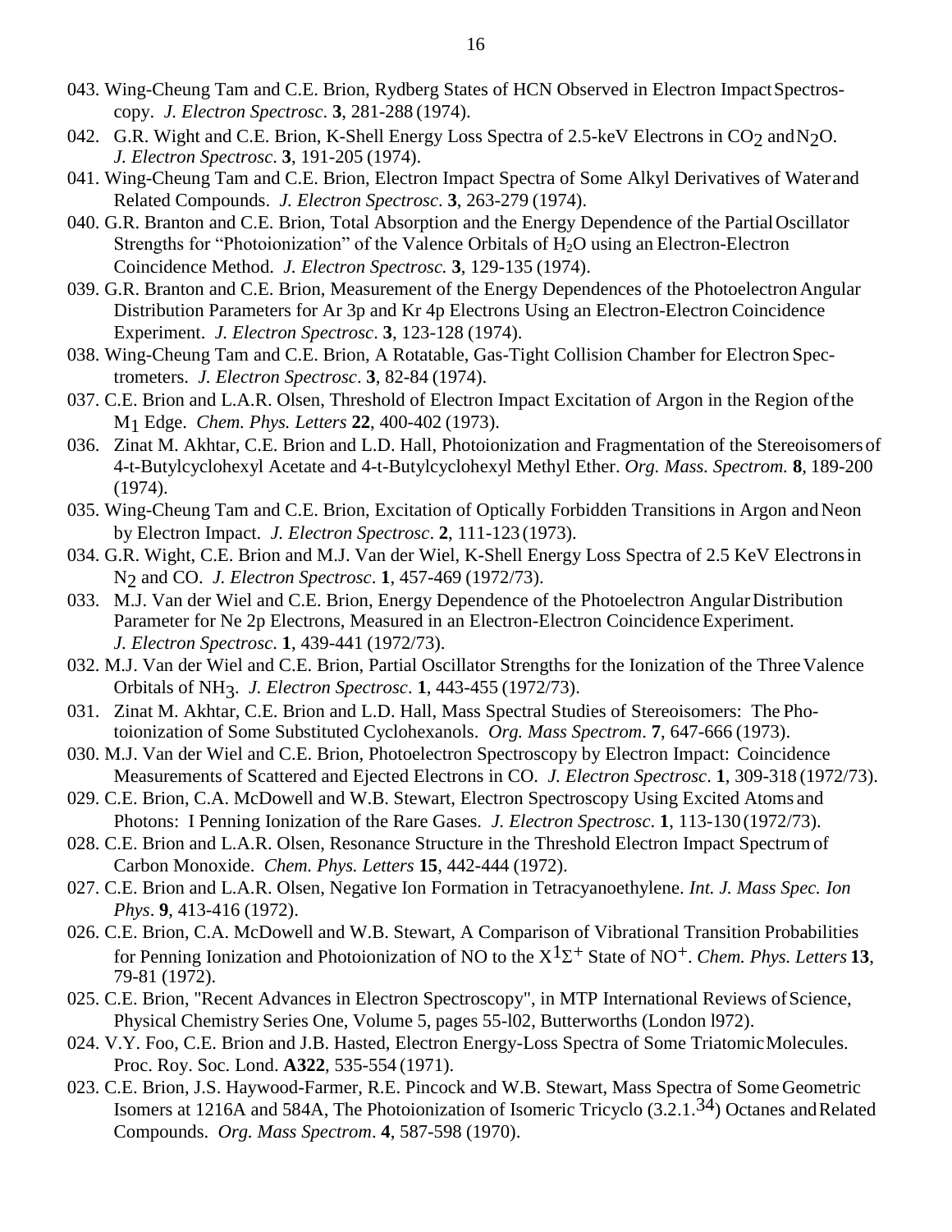043. Wing-Cheung Tam and C.E. Brion, Rydberg States of HCN Observed in Electron Impact Spectroscopy. *J. Electron Spectrosc*. **3**, 281-288 (1974).

042. G.R. Wight and C.E. Brion, K-Shell Energy Loss Spectra of 2.5-keV Electrons in $CO_2$ and $N_2O$. *J. Electron Spectrosc.* **3**, 191-205 (1974).

041. Wing-Cheung Tam and C.E. Brion, Electron Impact Spectra of Some Alkyl Derivatives of Water and Related Compounds. *J. Electron Spectrosc*. **3**, 263-279 (1974).

040. G.R. Branton and C.E. Brion, Total Absorption and the Energy Dependence of the Partial Oscillator Strengths for "Photoionization" of the Valence Orbitals of $H_2O$ using an Electron-Electron Coincidence Method. *J. Electron Spectrosc.* **3**, 129-135 (1974).

039. G.R. Branton and C.E. Brion, Measurement of the Energy Dependences of the Photoelectron Angular Distribution Parameters for Ar 3p and Kr 4p Electrons Using an Electron-Electron Coincidence Experiment. *J. Electron Spectrosc*. **3**, 123-128 (1974).

038. Wing-Cheung Tam and C.E. Brion, A Rotatable, Gas-Tight Collision Chamber for Electron Spectrometers. *J. Electron Spectrosc*. **3**, 82-84 (1974).

037. C.E. Brion and L.A.R. Olsen, Threshold of Electron Impact Excitation of Argon in the Region of the $M_1$ Edge. *Chem. Phys. Letters* **22**, 400-402 (1973).

036. Zinat M. Akhtar, C.E. Brion and L.D. Hall, Photoionization and Fragmentation of the Stereoisomers of 4-t-Butylcyclohexyl Acetate and 4-t-Butylcyclohexyl Methyl Ether. *Org. Mass. Spectrom.* **8**, 189-200 (1974).

035. Wing-Cheung Tam and C.E. Brion, Excitation of Optically Forbidden Transitions in Argon and Neon by Electron Impact. *J. Electron Spectrosc*. **2**, 111-123 (1973).

034. G.R. Wight, C.E. Brion and M.J. Van der Wiel, K-Shell Energy Loss Spectra of 2.5 KeV Electrons in $N_2$ and CO. *J. Electron Spectrosc*. **1**, 457-469 (1972/73).

033. M.J. Van der Wiel and C.E. Brion, Energy Dependence of the Photoelectron Angular Distribution Parameter for Ne 2p Electrons, Measured in an Electron-Electron Coincidence Experiment. *J. Electron Spectrosc*. **1**, 439-441 (1972/73).

032. M.J. Van der Wiel and C.E. Brion, Partial Oscillator Strengths for the Ionization of the Three Valence Orbitals of $NH_3$. *J. Electron Spectrosc*. **1**, 443-455 (1972/73).

031. Zinat M. Akhtar, C.E. Brion and L.D. Hall, Mass Spectral Studies of Stereoisomers: The Photoionization of Some Substituted Cyclohexanols. *Org. Mass Spectrom*. **7**, 647-666 (1973).

030. M.J. Van der Wiel and C.E. Brion, Photoelectron Spectroscopy by Electron Impact: Coincidence Measurements of Scattered and Ejected Electrons in CO. *J. Electron Spectrosc*. **1**, 309-318 (1972/73).

029. C.E. Brion, C.A. McDowell and W.B. Stewart, Electron Spectroscopy Using Excited Atoms and Photons: I Penning Ionization of the Rare Gases. *J. Electron Spectrosc*. **1**, 113-130 (1972/73).

028. C.E. Brion and L.A.R. Olsen, Resonance Structure in the Threshold Electron Impact Spectrum of Carbon Monoxide. *Chem. Phys. Letters* **15**, 442-444 (1972).

027. C.E. Brion and L.A.R. Olsen, Negative Ion Formation in Tetracyanoethylene. *Int. J. Mass Spec. Ion Phys*. **9**, 413-416 (1972).

026. C.E. Brion, C.A. McDowell and W.B. Stewart, A Comparison of Vibrational Transition Probabilities for Penning Ionization and Photoionization of NO to the $X^1\Sigma^+$ State of $NO^+$. *Chem. Phys. Letters* **13**, 79-81 (1972).

025. C.E. Brion, "Recent Advances in Electron Spectroscopy", in MTP International Reviews of Science, Physical Chemistry Series One, Volume 5, pages 55-l02, Butterworths (London l972).

024. V.Y. Foo, C.E. Brion and J.B. Hasted, Electron Energy-Loss Spectra of Some Triatomic Molecules. Proc. Roy. Soc. Lond. **A322**, 535-554 (1971).

023. C.E. Brion, J.S. Haywood-Farmer, R.E. Pincock and W.B. Stewart, Mass Spectra of Some Geometric Isomers at 1216A and 584A, The Photoionization of Isomeric Tricyclo ($3.2.1.^{34}$) Octanes and Related Compounds. *Org. Mass Spectrom*. **4**, 587-598 (1970).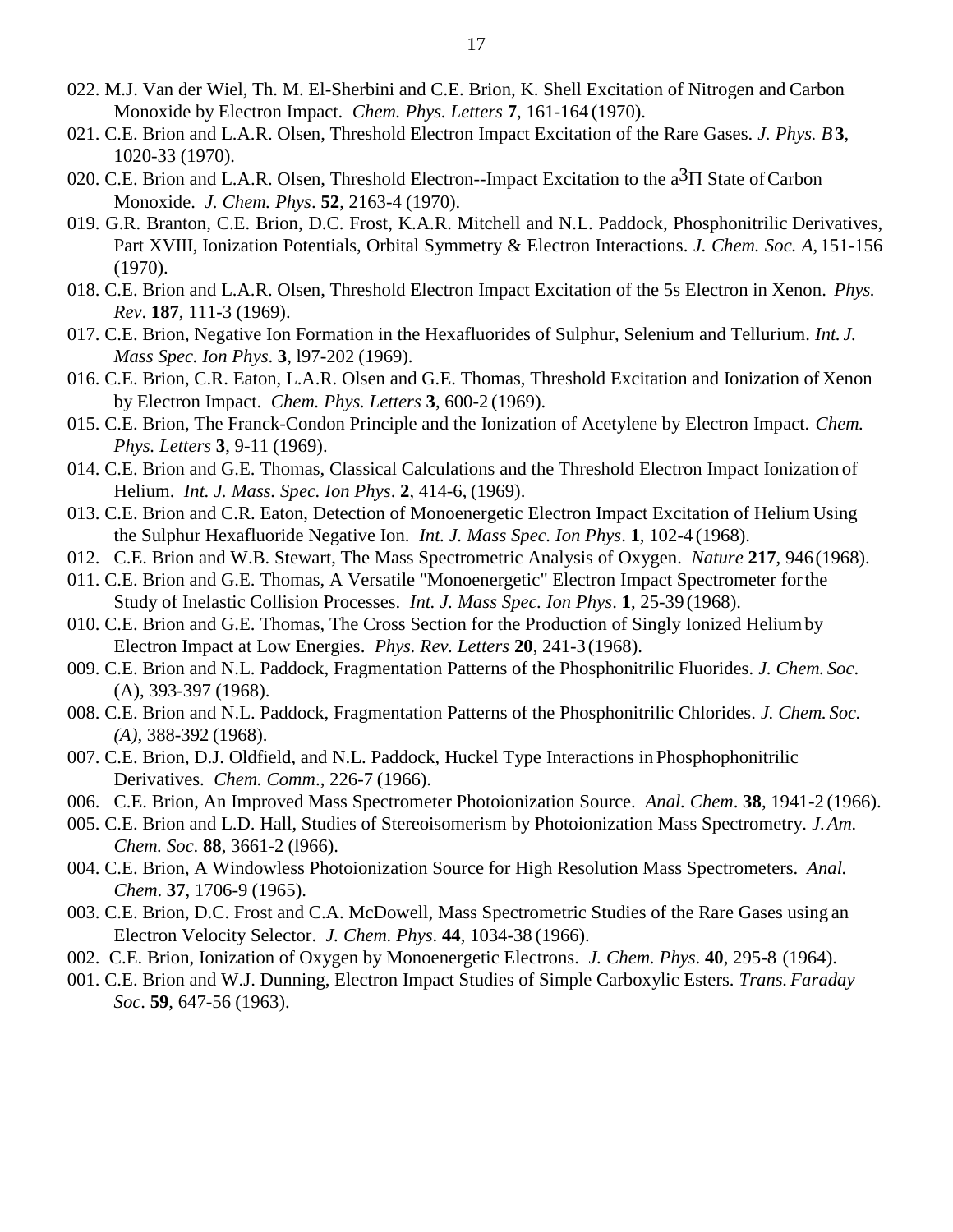022. M.J. Van der Wiel, Th. M. El-Sherbini and C.E. Brion, K. Shell Excitation of Nitrogen and Carbon Monoxide by Electron Impact. *Chem. Phys. Letters* **7**, 161-164 (1970).

021. C.E. Brion and L.A.R. Olsen, Threshold Electron Impact Excitation of the Rare Gases. *J. Phys. B* **3**, 1020-33 (1970).

020. C.E. Brion and L.A.R. Olsen, Threshold Electron--Impact Excitation to the $a^3\Pi$ State of Carbon Monoxide. *J. Chem. Phys*. **52**, 2163-4 (1970).

019. G.R. Branton, C.E. Brion, D.C. Frost, K.A.R. Mitchell and N.L. Paddock, Phosphonitrilic Derivatives, Part XVIII, Ionization Potentials, Orbital Symmetry & Electron Interactions. *J. Chem. Soc. A*, 151-156 (1970).

018. C.E. Brion and L.A.R. Olsen, Threshold Electron Impact Excitation of the 5s Electron in Xenon. *Phys. Rev*. **187**, 111-3 (1969).

017. C.E. Brion, Negative Ion Formation in the Hexafluorides of Sulphur, Selenium and Tellurium. *Int. J. Mass Spec. Ion Phys*. **3**, l97-202 (1969).

016. C.E. Brion, C.R. Eaton, L.A.R. Olsen and G.E. Thomas, Threshold Excitation and Ionization of Xenon by Electron Impact. *Chem. Phys. Letters* **3**, 600-2 (1969).

015. C.E. Brion, The Franck-Condon Principle and the Ionization of Acetylene by Electron Impact. *Chem. Phys. Letters* **3**, 9-11 (1969).

014. C.E. Brion and G.E. Thomas, Classical Calculations and the Threshold Electron Impact Ionization of Helium. *Int. J. Mass. Spec. Ion Phys*. **2**, 414-6, (1969).

013. C.E. Brion and C.R. Eaton, Detection of Monoenergetic Electron Impact Excitation of Helium Using the Sulphur Hexafluoride Negative Ion. *Int. J. Mass Spec. Ion Phys*. **1**, 102-4 (1968).

012. C.E. Brion and W.B. Stewart, The Mass Spectrometric Analysis of Oxygen. *Nature* **217**, 946 (1968).

011. C.E. Brion and G.E. Thomas, A Versatile "Monoenergetic" Electron Impact Spectrometer for the Study of Inelastic Collision Processes. *Int. J. Mass Spec. Ion Phys*. **1**, 25-39 (1968).

010. C.E. Brion and G.E. Thomas, The Cross Section for the Production of Singly Ionized Helium by Electron Impact at Low Energies. *Phys. Rev. Letters* **20**, 241-3 (1968).

009. C.E. Brion and N.L. Paddock, Fragmentation Patterns of the Phosphonitrilic Fluorides. *J. Chem. Soc*. (A), 393-397 (1968).

008. C.E. Brion and N.L. Paddock, Fragmentation Patterns of the Phosphonitrilic Chlorides. *J. Chem. Soc. (A)*, 388-392 (1968).

007. C.E. Brion, D.J. Oldfield, and N.L. Paddock, Huckel Type Interactions in Phosphophonitrilic Derivatives. *Chem. Comm*., 226-7 (1966).

006. C.E. Brion, An Improved Mass Spectrometer Photoionization Source. *Anal. Chem*. **38**, 1941-2 (1966).

005. C.E. Brion and L.D. Hall, Studies of Stereoisomerism by Photoionization Mass Spectrometry. *J. Am. Chem. Soc.* **88**, 3661-2 (l966).

004. C.E. Brion, A Windowless Photoionization Source for High Resolution Mass Spectrometers. *Anal. Chem*. **37**, 1706-9 (1965).

003. C.E. Brion, D.C. Frost and C.A. McDowell, Mass Spectrometric Studies of the Rare Gases using an Electron Velocity Selector. *J. Chem. Phys*. **44**, 1034-38 (1966).

002. C.E. Brion, Ionization of Oxygen by Monoenergetic Electrons. *J. Chem. Phys*. **40**, 295-8 (1964).

001. C.E. Brion and W.J. Dunning, Electron Impact Studies of Simple Carboxylic Esters. *Trans. Faraday Soc*. **59**, 647-56 (1963).